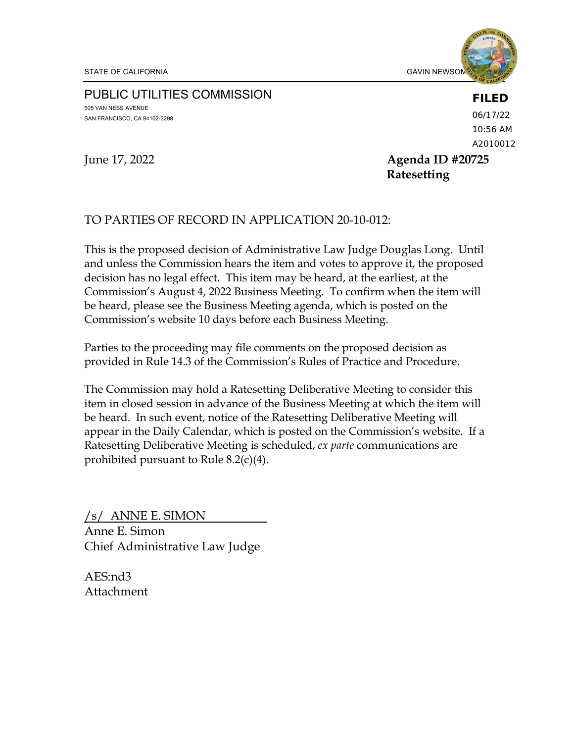STATE OF CALIFORNIA GAVIN NEWSOM

PUBLIC UTILITIES COMMISSION
505 VAN NESS AVENUE
SAN FRANCISCO, CA 94102-3298

**FILED**
06/17/22
10:56 AM
A2010012

June 17, 2022

**Agenda ID #20725**
**Ratesetting**

TO PARTIES OF RECORD IN APPLICATION 20-10-012:

This is the proposed decision of Administrative Law Judge Douglas Long. Until and unless the Commission hears the item and votes to approve it, the proposed decision has no legal effect. This item may be heard, at the earliest, at the Commission's August 4, 2022 Business Meeting. To confirm when the item will be heard, please see the Business Meeting agenda, which is posted on the Commission's website 10 days before each Business Meeting.

Parties to the proceeding may file comments on the proposed decision as provided in Rule 14.3 of the Commission's Rules of Practice and Procedure.

The Commission may hold a Ratesetting Deliberative Meeting to consider this item in closed session in advance of the Business Meeting at which the item will be heard. In such event, notice of the Ratesetting Deliberative Meeting will appear in the Daily Calendar, which is posted on the Commission's website. If a Ratesetting Deliberative Meeting is scheduled, *ex parte* communications are prohibited pursuant to Rule 8.2(c)(4).

/s/ ANNE E. SIMON
Anne E. Simon
Chief Administrative Law Judge

AES:nd3
Attachment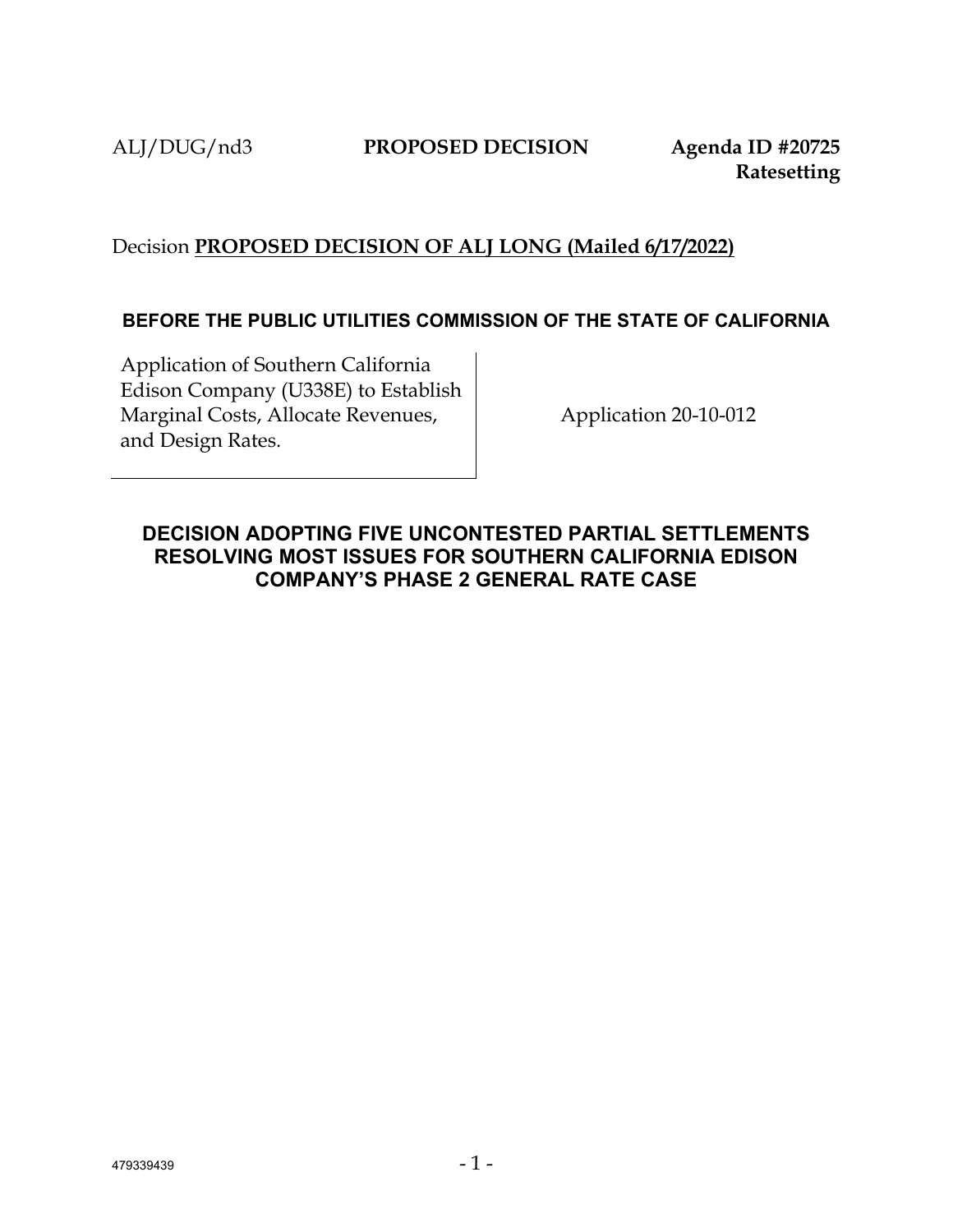ALJ/DUG/nd3 **PROPOSED DECISION** **Agenda ID #20725**
**Ratesetting**

Decision **PROPOSED DECISION OF ALJ LONG (Mailed 6/17/2022)**

**BEFORE THE PUBLIC UTILITIES COMMISSION OF THE STATE OF CALIFORNIA**

| Application of Southern California Edison Company (U338E) to Establish Marginal Costs, Allocate Revenues, and Design Rates. | Application 20-10-012 |
|---|---|

**DECISION ADOPTING FIVE UNCONTESTED PARTIAL SETTLEMENTS RESOLVING MOST ISSUES FOR SOUTHERN CALIFORNIA EDISON COMPANY'S PHASE 2 GENERAL RATE CASE**

479339439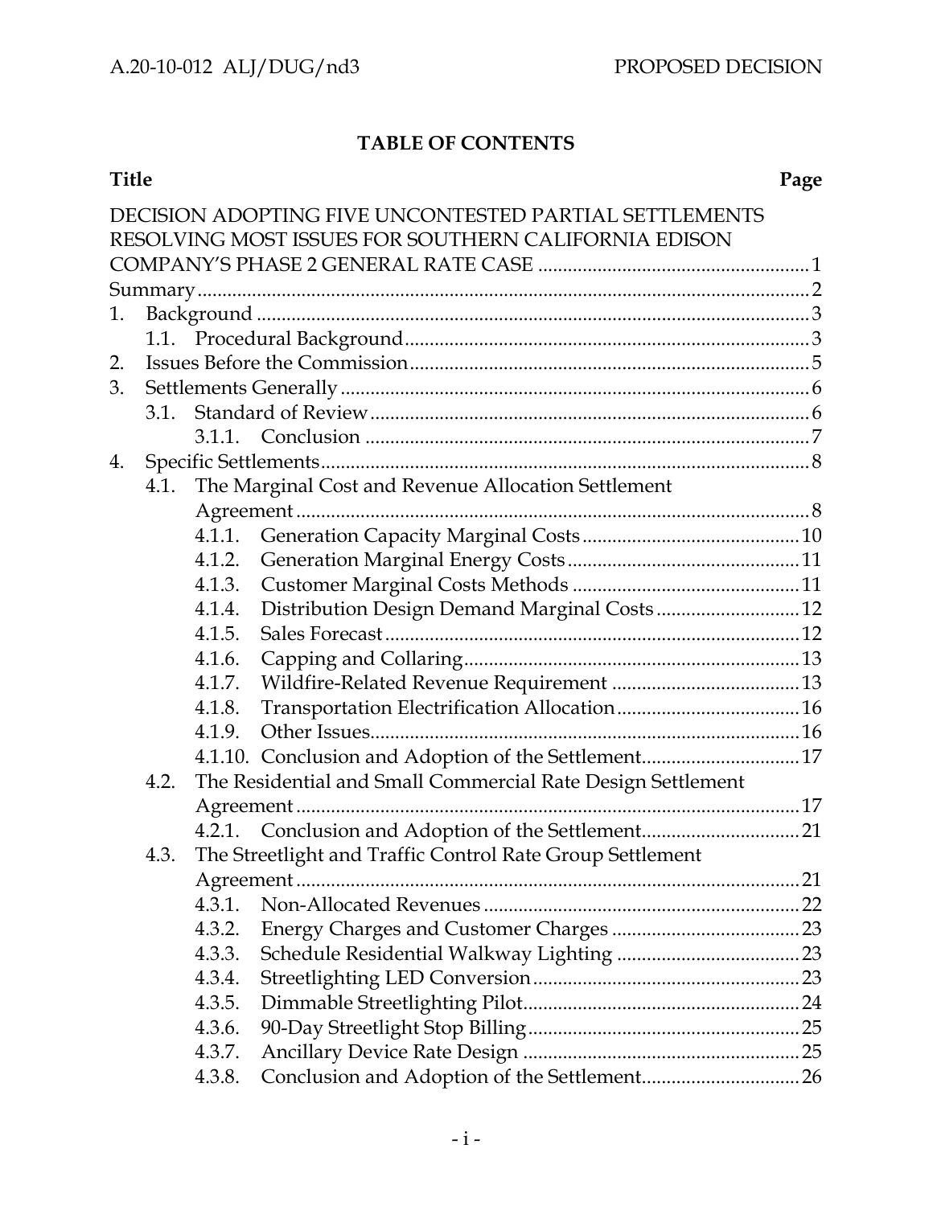## TABLE OF CONTENTS

| Title | Page |
|---|---|
| DECISION ADOPTING FIVE UNCONTESTED PARTIAL SETTLEMENTS RESOLVING MOST ISSUES FOR SOUTHERN CALIFORNIA EDISON COMPANY'S PHASE 2 GENERAL RATE CASE | 1 |
| Summary | 2 |
| 1. Background | 3 |
| 1.1. Procedural Background | 3 |
| 2. Issues Before the Commission | 5 |
| 3. Settlements Generally | 6 |
| 3.1. Standard of Review | 6 |
| 3.1.1. Conclusion | 7 |
| 4. Specific Settlements | 8 |
| 4.1. The Marginal Cost and Revenue Allocation Settlement Agreement | 8 |
| 4.1.1. Generation Capacity Marginal Costs | 10 |
| 4.1.2. Generation Marginal Energy Costs | 11 |
| 4.1.3. Customer Marginal Costs Methods | 11 |
| 4.1.4. Distribution Design Demand Marginal Costs | 12 |
| 4.1.5. Sales Forecast | 12 |
| 4.1.6. Capping and Collaring | 13 |
| 4.1.7. Wildfire-Related Revenue Requirement | 13 |
| 4.1.8. Transportation Electrification Allocation | 16 |
| 4.1.9. Other Issues | 16 |
| 4.1.10. Conclusion and Adoption of the Settlement | 17 |
| 4.2. The Residential and Small Commercial Rate Design Settlement Agreement | 17 |
| 4.2.1. Conclusion and Adoption of the Settlement | 21 |
| 4.3. The Streetlight and Traffic Control Rate Group Settlement Agreement | 21 |
| 4.3.1. Non-Allocated Revenues | 22 |
| 4.3.2. Energy Charges and Customer Charges | 23 |
| 4.3.3. Schedule Residential Walkway Lighting | 23 |
| 4.3.4. Streetlighting LED Conversion | 23 |
| 4.3.5. Dimmable Streetlighting Pilot | 24 |
| 4.3.6. 90-Day Streetlight Stop Billing | 25 |
| 4.3.7. Ancillary Device Rate Design | 25 |
| 4.3.8. Conclusion and Adoption of the Settlement | 26 |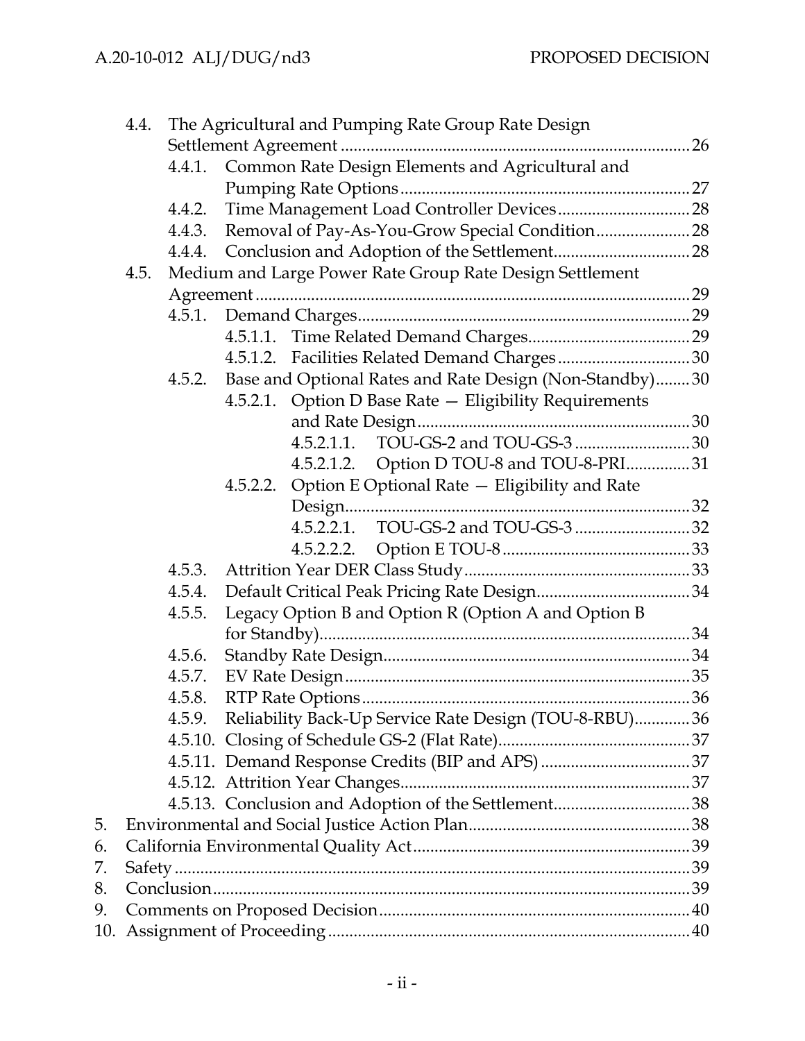- 4.4. The Agricultural and Pumping Rate Group Rate Design Settlement Agreement ..... 26
  - 4.4.1. Common Rate Design Elements and Agricultural and Pumping Rate Options ..... 27
  - 4.4.2. Time Management Load Controller Devices ..... 28
  - 4.4.3. Removal of Pay-As-You-Grow Special Condition ..... 28
  - 4.4.4. Conclusion and Adoption of the Settlement ..... 28
- 4.5. Medium and Large Power Rate Group Rate Design Settlement Agreement ..... 29
  - 4.5.1. Demand Charges ..... 29
    - 4.5.1.1. Time Related Demand Charges ..... 29
    - 4.5.1.2. Facilities Related Demand Charges ..... 30
  - 4.5.2. Base and Optional Rates and Rate Design (Non-Standby) ..... 30
    - 4.5.2.1. Option D Base Rate — Eligibility Requirements and Rate Design ..... 30
      - 4.5.2.1.1. TOU-GS-2 and TOU-GS-3 ..... 30
      - 4.5.2.1.2. Option D TOU-8 and TOU-8-PRI ..... 31
    - 4.5.2.2. Option E Optional Rate — Eligibility and Rate Design ..... 32
      - 4.5.2.2.1. TOU-GS-2 and TOU-GS-3 ..... 32
      - 4.5.2.2.2. Option E TOU-8 ..... 33
  - 4.5.3. Attrition Year DER Class Study ..... 33
  - 4.5.4. Default Critical Peak Pricing Rate Design ..... 34
  - 4.5.5. Legacy Option B and Option R (Option A and Option B for Standby) ..... 34
  - 4.5.6. Standby Rate Design ..... 34
  - 4.5.7. EV Rate Design ..... 35
  - 4.5.8. RTP Rate Options ..... 36
  - 4.5.9. Reliability Back-Up Service Rate Design (TOU-8-RBU) ..... 36
  - 4.5.10. Closing of Schedule GS-2 (Flat Rate) ..... 37
  - 4.5.11. Demand Response Credits (BIP and APS) ..... 37
  - 4.5.12. Attrition Year Changes ..... 37
  - 4.5.13. Conclusion and Adoption of the Settlement ..... 38

5. Environmental and Social Justice Action Plan ..... 38
6. California Environmental Quality Act ..... 39
7. Safety ..... 39
8. Conclusion ..... 39
9. Comments on Proposed Decision ..... 40
10. Assignment of Proceeding ..... 40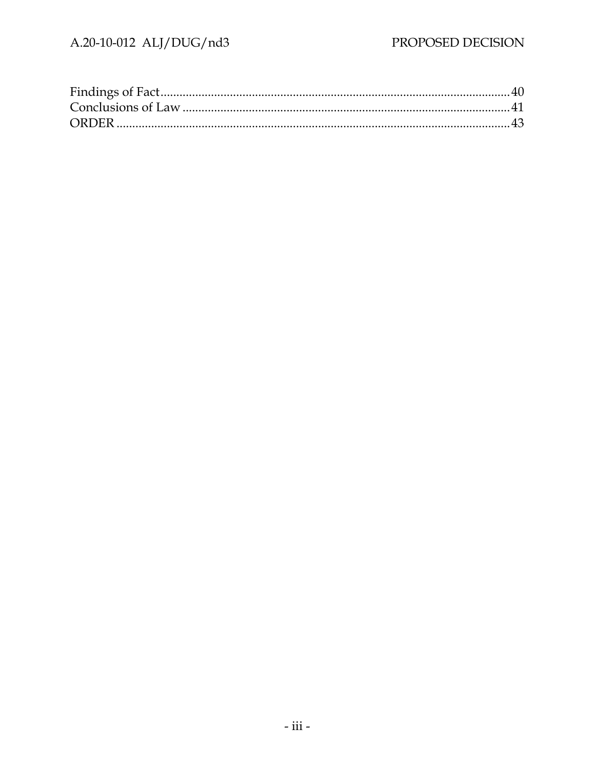Findings of Fact....................................................................................................40
Conclusions of Law...............................................................................................41
ORDER...................................................................................................................43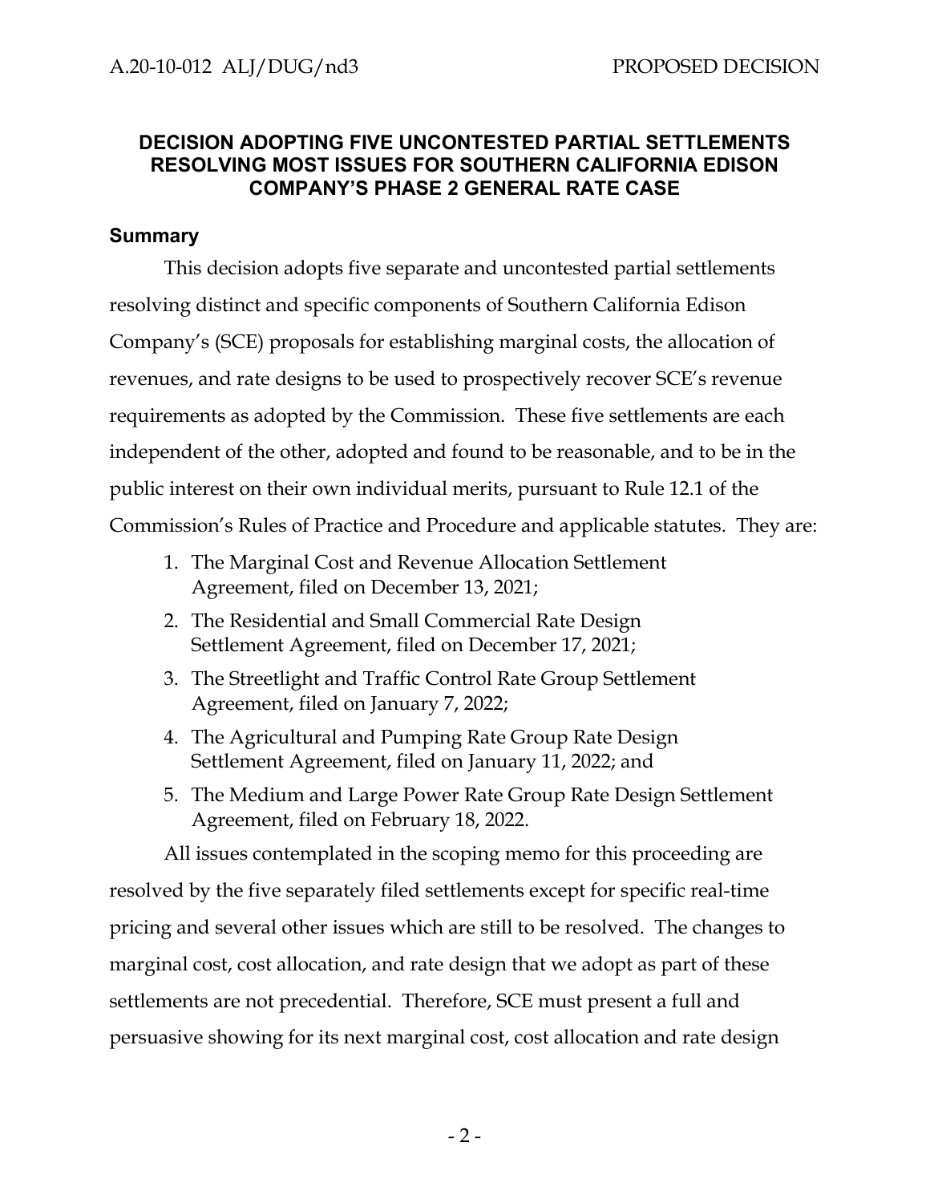**DECISION ADOPTING FIVE UNCONTESTED PARTIAL SETTLEMENTS RESOLVING MOST ISSUES FOR SOUTHERN CALIFORNIA EDISON COMPANY'S PHASE 2 GENERAL RATE CASE**

## Summary

This decision adopts five separate and uncontested partial settlements resolving distinct and specific components of Southern California Edison Company's (SCE) proposals for establishing marginal costs, the allocation of revenues, and rate designs to be used to prospectively recover SCE's revenue requirements as adopted by the Commission. These five settlements are each independent of the other, adopted and found to be reasonable, and to be in the public interest on their own individual merits, pursuant to Rule 12.1 of the Commission's Rules of Practice and Procedure and applicable statutes. They are:

1. The Marginal Cost and Revenue Allocation Settlement Agreement, filed on December 13, 2021;
2. The Residential and Small Commercial Rate Design Settlement Agreement, filed on December 17, 2021;
3. The Streetlight and Traffic Control Rate Group Settlement Agreement, filed on January 7, 2022;
4. The Agricultural and Pumping Rate Group Rate Design Settlement Agreement, filed on January 11, 2022; and
5. The Medium and Large Power Rate Group Rate Design Settlement Agreement, filed on February 18, 2022.

All issues contemplated in the scoping memo for this proceeding are resolved by the five separately filed settlements except for specific real-time pricing and several other issues which are still to be resolved. The changes to marginal cost, cost allocation, and rate design that we adopt as part of these settlements are not precedential. Therefore, SCE must present a full and persuasive showing for its next marginal cost, cost allocation and rate design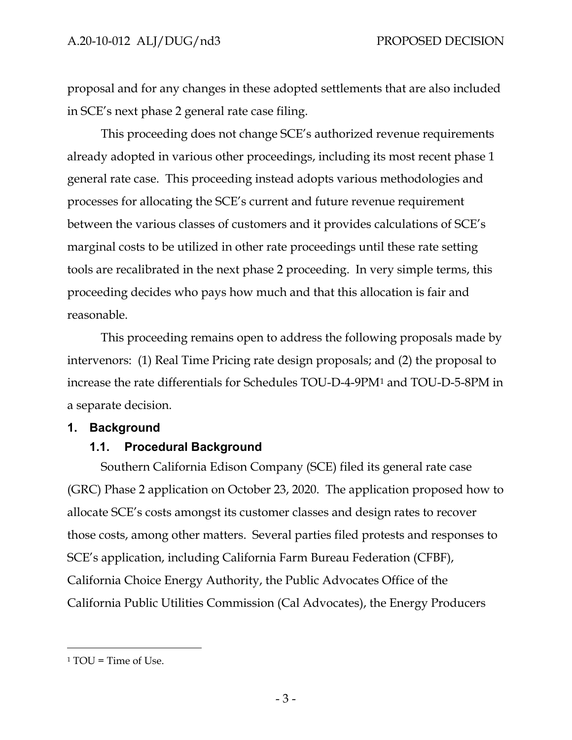proposal and for any changes in these adopted settlements that are also included in SCE's next phase 2 general rate case filing.

This proceeding does not change SCE's authorized revenue requirements already adopted in various other proceedings, including its most recent phase 1 general rate case. This proceeding instead adopts various methodologies and processes for allocating the SCE's current and future revenue requirement between the various classes of customers and it provides calculations of SCE's marginal costs to be utilized in other rate proceedings until these rate setting tools are recalibrated in the next phase 2 proceeding. In very simple terms, this proceeding decides who pays how much and that this allocation is fair and reasonable.

This proceeding remains open to address the following proposals made by intervenors: (1) Real Time Pricing rate design proposals; and (2) the proposal to increase the rate differentials for Schedules TOU-D-4-9PM[1] and TOU-D-5-8PM in a separate decision.

## 1. Background

### 1.1. Procedural Background

Southern California Edison Company (SCE) filed its general rate case (GRC) Phase 2 application on October 23, 2020. The application proposed how to allocate SCE's costs amongst its customer classes and design rates to recover those costs, among other matters. Several parties filed protests and responses to SCE's application, including California Farm Bureau Federation (CFBF), California Choice Energy Authority, the Public Advocates Office of the California Public Utilities Commission (Cal Advocates), the Energy Producers

---

[1] TOU = Time of Use.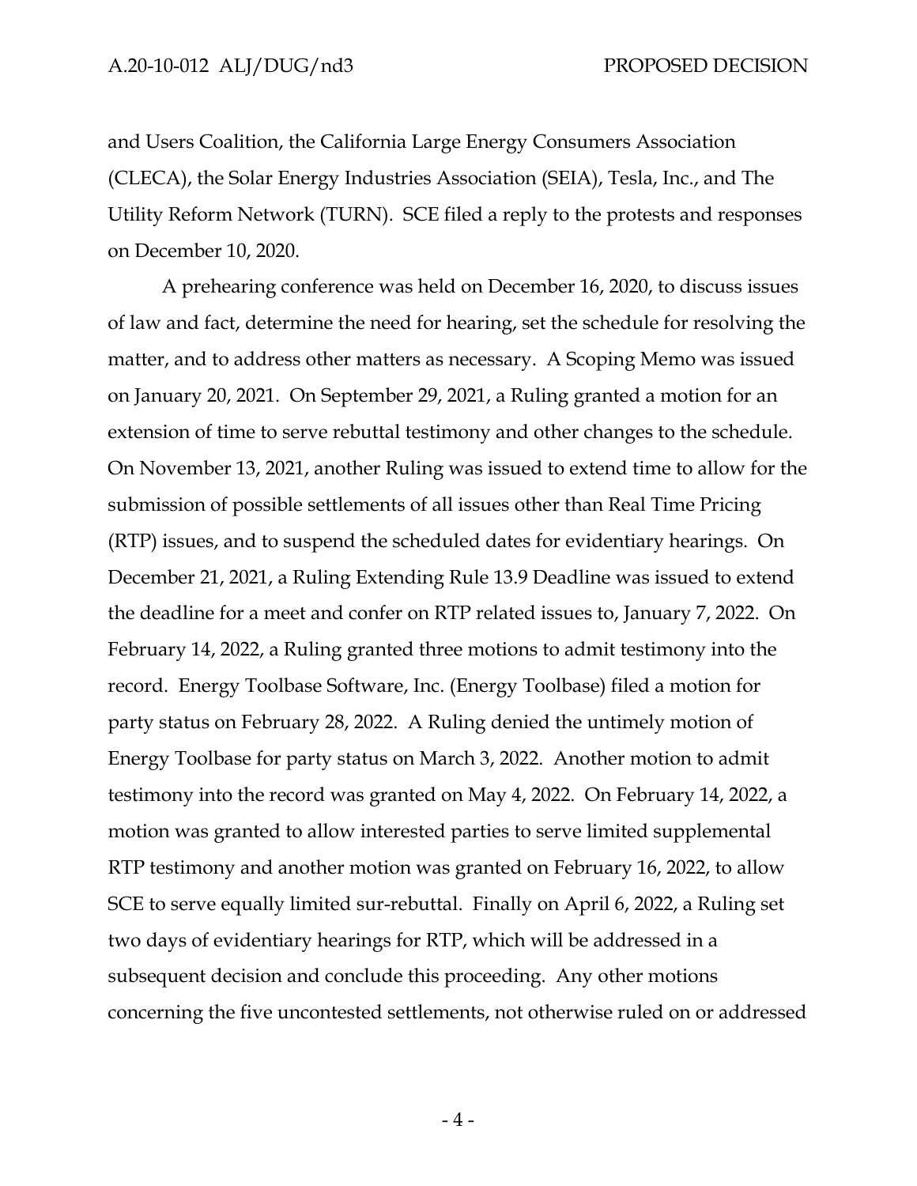and Users Coalition, the California Large Energy Consumers Association (CLECA), the Solar Energy Industries Association (SEIA), Tesla, Inc., and The Utility Reform Network (TURN). SCE filed a reply to the protests and responses on December 10, 2020.

A prehearing conference was held on December 16, 2020, to discuss issues of law and fact, determine the need for hearing, set the schedule for resolving the matter, and to address other matters as necessary. A Scoping Memo was issued on January 20, 2021. On September 29, 2021, a Ruling granted a motion for an extension of time to serve rebuttal testimony and other changes to the schedule. On November 13, 2021, another Ruling was issued to extend time to allow for the submission of possible settlements of all issues other than Real Time Pricing (RTP) issues, and to suspend the scheduled dates for evidentiary hearings. On December 21, 2021, a Ruling Extending Rule 13.9 Deadline was issued to extend the deadline for a meet and confer on RTP related issues to, January 7, 2022. On February 14, 2022, a Ruling granted three motions to admit testimony into the record. Energy Toolbase Software, Inc. (Energy Toolbase) filed a motion for party status on February 28, 2022. A Ruling denied the untimely motion of Energy Toolbase for party status on March 3, 2022. Another motion to admit testimony into the record was granted on May 4, 2022. On February 14, 2022, a motion was granted to allow interested parties to serve limited supplemental RTP testimony and another motion was granted on February 16, 2022, to allow SCE to serve equally limited sur-rebuttal. Finally on April 6, 2022, a Ruling set two days of evidentiary hearings for RTP, which will be addressed in a subsequent decision and conclude this proceeding. Any other motions concerning the five uncontested settlements, not otherwise ruled on or addressed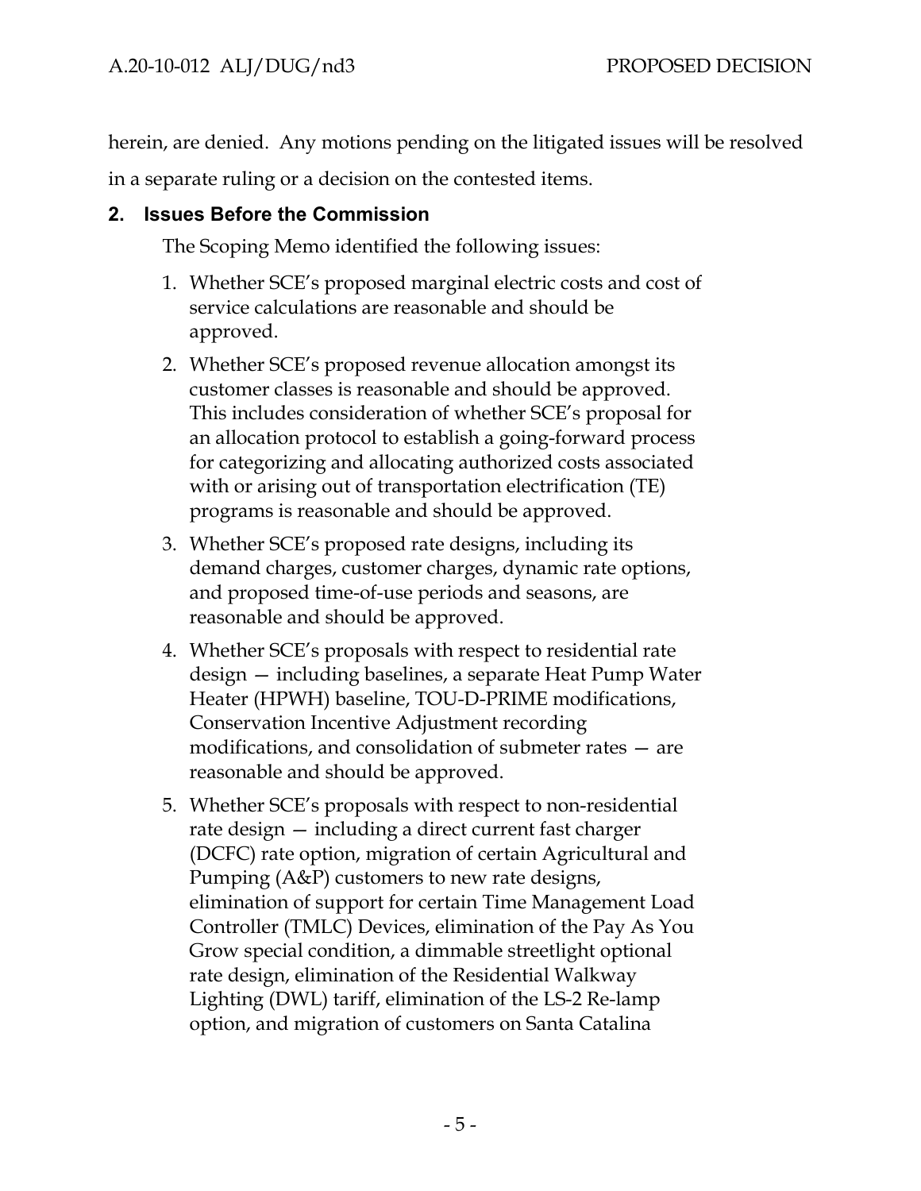herein, are denied. Any motions pending on the litigated issues will be resolved in a separate ruling or a decision on the contested items.

## 2. Issues Before the Commission

The Scoping Memo identified the following issues:

1. Whether SCE's proposed marginal electric costs and cost of service calculations are reasonable and should be approved.
2. Whether SCE's proposed revenue allocation amongst its customer classes is reasonable and should be approved. This includes consideration of whether SCE's proposal for an allocation protocol to establish a going-forward process for categorizing and allocating authorized costs associated with or arising out of transportation electrification (TE) programs is reasonable and should be approved.
3. Whether SCE's proposed rate designs, including its demand charges, customer charges, dynamic rate options, and proposed time-of-use periods and seasons, are reasonable and should be approved.
4. Whether SCE's proposals with respect to residential rate design — including baselines, a separate Heat Pump Water Heater (HPWH) baseline, TOU-D-PRIME modifications, Conservation Incentive Adjustment recording modifications, and consolidation of submeter rates — are reasonable and should be approved.
5. Whether SCE's proposals with respect to non-residential rate design — including a direct current fast charger (DCFC) rate option, migration of certain Agricultural and Pumping (A&P) customers to new rate designs, elimination of support for certain Time Management Load Controller (TMLC) Devices, elimination of the Pay As You Grow special condition, a dimmable streetlight optional rate design, elimination of the Residential Walkway Lighting (DWL) tariff, elimination of the LS-2 Re-lamp option, and migration of customers on Santa Catalina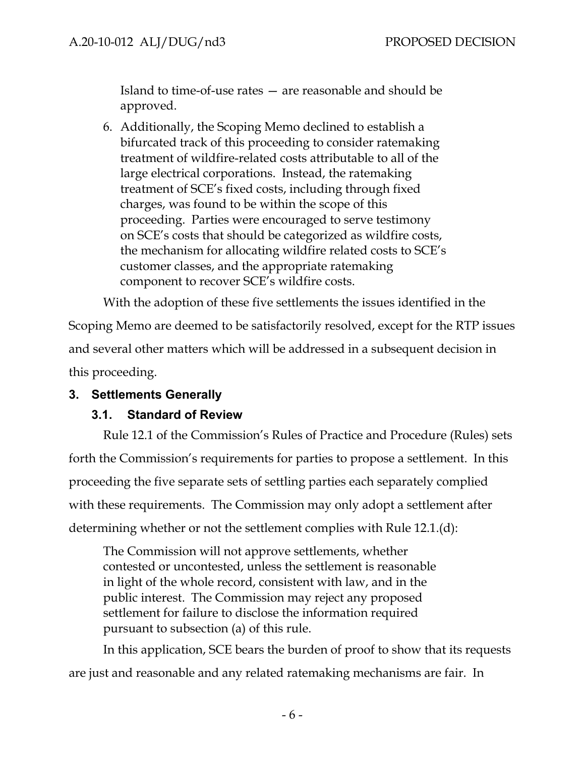Island to time-of-use rates — are reasonable and should be approved.

6. Additionally, the Scoping Memo declined to establish a bifurcated track of this proceeding to consider ratemaking treatment of wildfire-related costs attributable to all of the large electrical corporations. Instead, the ratemaking treatment of SCE's fixed costs, including through fixed charges, was found to be within the scope of this proceeding. Parties were encouraged to serve testimony on SCE's costs that should be categorized as wildfire costs, the mechanism for allocating wildfire related costs to SCE's customer classes, and the appropriate ratemaking component to recover SCE's wildfire costs.

With the adoption of these five settlements the issues identified in the Scoping Memo are deemed to be satisfactorily resolved, except for the RTP issues and several other matters which will be addressed in a subsequent decision in this proceeding.

## 3. Settlements Generally

### 3.1. Standard of Review

Rule 12.1 of the Commission's Rules of Practice and Procedure (Rules) sets forth the Commission's requirements for parties to propose a settlement. In this proceeding the five separate sets of settling parties each separately complied with these requirements. The Commission may only adopt a settlement after determining whether or not the settlement complies with Rule 12.1.(d):

> The Commission will not approve settlements, whether contested or uncontested, unless the settlement is reasonable in light of the whole record, consistent with law, and in the public interest. The Commission may reject any proposed settlement for failure to disclose the information required pursuant to subsection (a) of this rule.

In this application, SCE bears the burden of proof to show that its requests are just and reasonable and any related ratemaking mechanisms are fair. In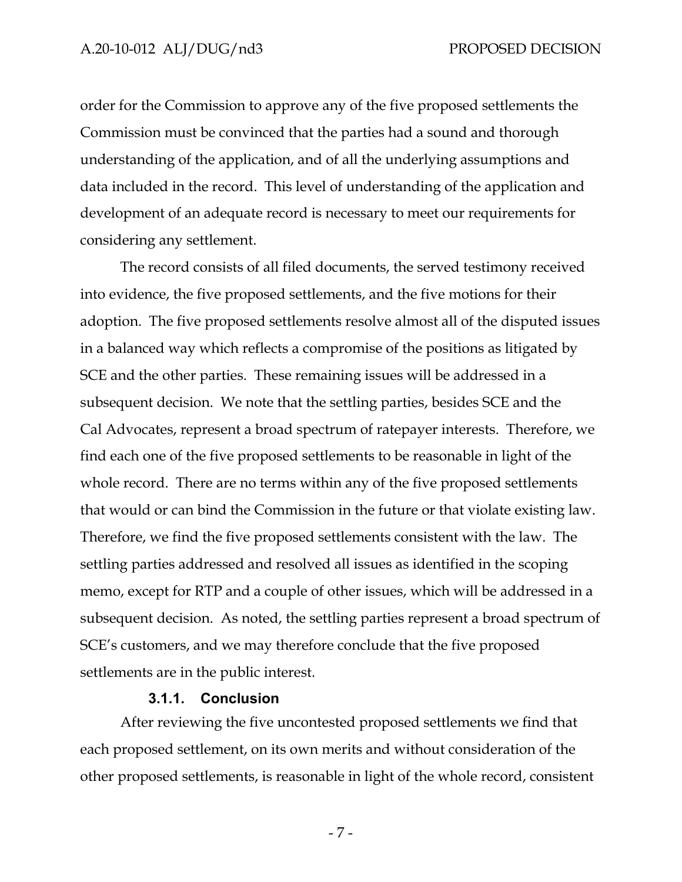order for the Commission to approve any of the five proposed settlements the Commission must be convinced that the parties had a sound and thorough understanding of the application, and of all the underlying assumptions and data included in the record. This level of understanding of the application and development of an adequate record is necessary to meet our requirements for considering any settlement.

The record consists of all filed documents, the served testimony received into evidence, the five proposed settlements, and the five motions for their adoption. The five proposed settlements resolve almost all of the disputed issues in a balanced way which reflects a compromise of the positions as litigated by SCE and the other parties. These remaining issues will be addressed in a subsequent decision. We note that the settling parties, besides SCE and the Cal Advocates, represent a broad spectrum of ratepayer interests. Therefore, we find each one of the five proposed settlements to be reasonable in light of the whole record. There are no terms within any of the five proposed settlements that would or can bind the Commission in the future or that violate existing law. Therefore, we find the five proposed settlements consistent with the law. The settling parties addressed and resolved all issues as identified in the scoping memo, except for RTP and a couple of other issues, which will be addressed in a subsequent decision. As noted, the settling parties represent a broad spectrum of SCE's customers, and we may therefore conclude that the five proposed settlements are in the public interest.

#### 3.1.1. Conclusion

After reviewing the five uncontested proposed settlements we find that each proposed settlement, on its own merits and without consideration of the other proposed settlements, is reasonable in light of the whole record, consistent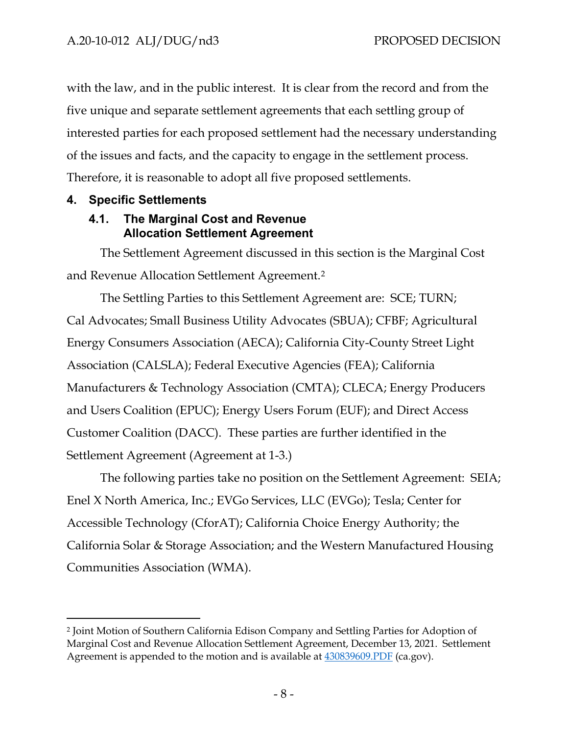with the law, and in the public interest. It is clear from the record and from the five unique and separate settlement agreements that each settling group of interested parties for each proposed settlement had the necessary understanding of the issues and facts, and the capacity to engage in the settlement process. Therefore, it is reasonable to adopt all five proposed settlements.

## 4. Specific Settlements

### 4.1. The Marginal Cost and Revenue Allocation Settlement Agreement

The Settlement Agreement discussed in this section is the Marginal Cost and Revenue Allocation Settlement Agreement.[2]

The Settling Parties to this Settlement Agreement are: SCE; TURN; Cal Advocates; Small Business Utility Advocates (SBUA); CFBF; Agricultural Energy Consumers Association (AECA); California City-County Street Light Association (CALSLA); Federal Executive Agencies (FEA); California Manufacturers & Technology Association (CMTA); CLECA; Energy Producers and Users Coalition (EPUC); Energy Users Forum (EUF); and Direct Access Customer Coalition (DACC). These parties are further identified in the Settlement Agreement (Agreement at 1-3.)

The following parties take no position on the Settlement Agreement: SEIA; Enel X North America, Inc.; EVGo Services, LLC (EVGo); Tesla; Center for Accessible Technology (CforAT); California Choice Energy Authority; the California Solar & Storage Association; and the Western Manufactured Housing Communities Association (WMA).

---

[2] Joint Motion of Southern California Edison Company and Settling Parties for Adoption of Marginal Cost and Revenue Allocation Settlement Agreement, December 13, 2021. Settlement Agreement is appended to the motion and is available at 430839609.PDF (ca.gov).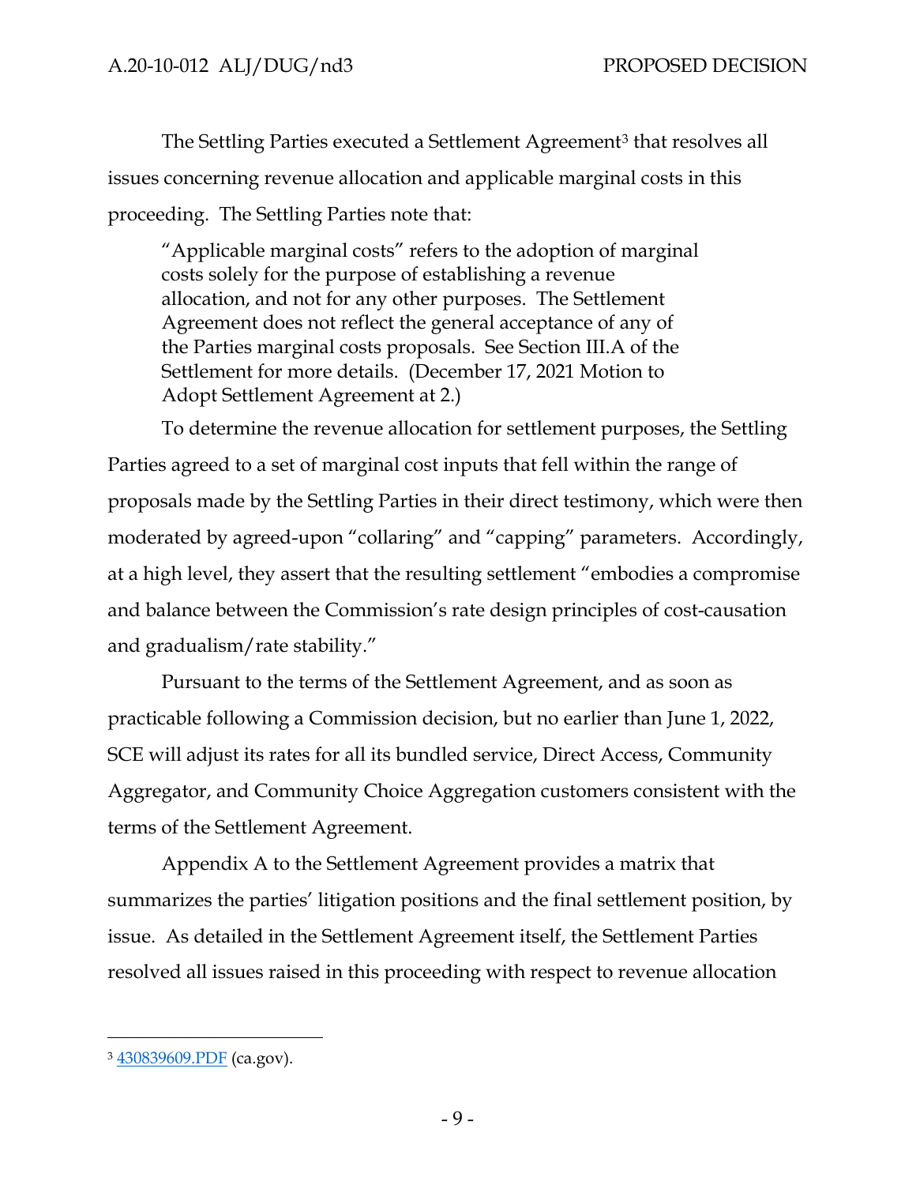The Settling Parties executed a Settlement Agreement[3] that resolves all issues concerning revenue allocation and applicable marginal costs in this proceeding. The Settling Parties note that:

> "Applicable marginal costs" refers to the adoption of marginal costs solely for the purpose of establishing a revenue allocation, and not for any other purposes. The Settlement Agreement does not reflect the general acceptance of any of the Parties marginal costs proposals. See Section III.A of the Settlement for more details. (December 17, 2021 Motion to Adopt Settlement Agreement at 2.)

To determine the revenue allocation for settlement purposes, the Settling Parties agreed to a set of marginal cost inputs that fell within the range of proposals made by the Settling Parties in their direct testimony, which were then moderated by agreed-upon "collaring" and "capping" parameters. Accordingly, at a high level, they assert that the resulting settlement "embodies a compromise and balance between the Commission's rate design principles of cost-causation and gradualism/rate stability."

Pursuant to the terms of the Settlement Agreement, and as soon as practicable following a Commission decision, but no earlier than June 1, 2022, SCE will adjust its rates for all its bundled service, Direct Access, Community Aggregator, and Community Choice Aggregation customers consistent with the terms of the Settlement Agreement.

Appendix A to the Settlement Agreement provides a matrix that summarizes the parties' litigation positions and the final settlement position, by issue. As detailed in the Settlement Agreement itself, the Settlement Parties resolved all issues raised in this proceeding with respect to revenue allocation

---

[3] 430839609.PDF (ca.gov).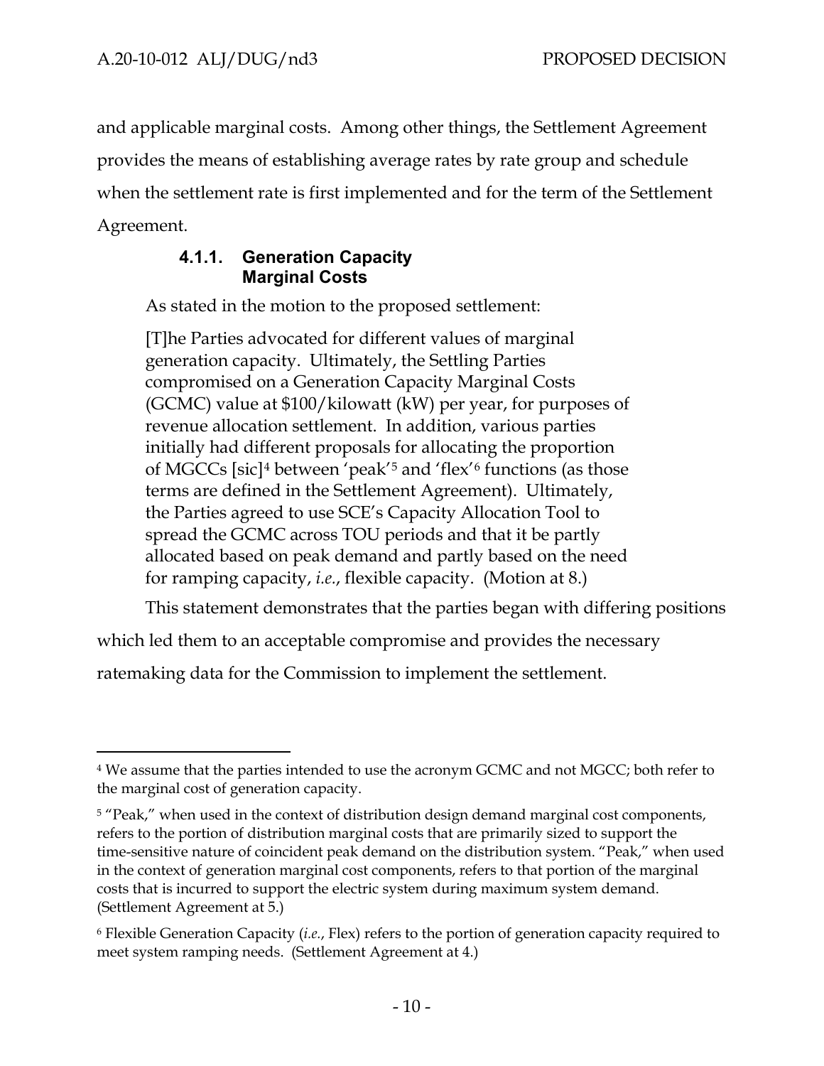and applicable marginal costs. Among other things, the Settlement Agreement provides the means of establishing average rates by rate group and schedule when the settlement rate is first implemented and for the term of the Settlement Agreement.

#### 4.1.1. Generation Capacity Marginal Costs

As stated in the motion to the proposed settlement:

> [T]he Parties advocated for different values of marginal generation capacity. Ultimately, the Settling Parties compromised on a Generation Capacity Marginal Costs (GCMC) value at $100/kilowatt (kW) per year, for purposes of revenue allocation settlement. In addition, various parties initially had different proposals for allocating the proportion of MGCCs [sic][4] between 'peak'[5] and 'flex'[6] functions (as those terms are defined in the Settlement Agreement). Ultimately, the Parties agreed to use SCE's Capacity Allocation Tool to spread the GCMC across TOU periods and that it be partly allocated based on peak demand and partly based on the need for ramping capacity, *i.e.*, flexible capacity. (Motion at 8.)

This statement demonstrates that the parties began with differing positions which led them to an acceptable compromise and provides the necessary ratemaking data for the Commission to implement the settlement.

---

[4] We assume that the parties intended to use the acronym GCMC and not MGCC; both refer to the marginal cost of generation capacity.

[5] "Peak," when used in the context of distribution design demand marginal cost components, refers to the portion of distribution marginal costs that are primarily sized to support the time-sensitive nature of coincident peak demand on the distribution system. "Peak," when used in the context of generation marginal cost components, refers to that portion of the marginal costs that is incurred to support the electric system during maximum system demand. (Settlement Agreement at 5.)

[6] Flexible Generation Capacity (*i.e.*, Flex) refers to the portion of generation capacity required to meet system ramping needs. (Settlement Agreement at 4.)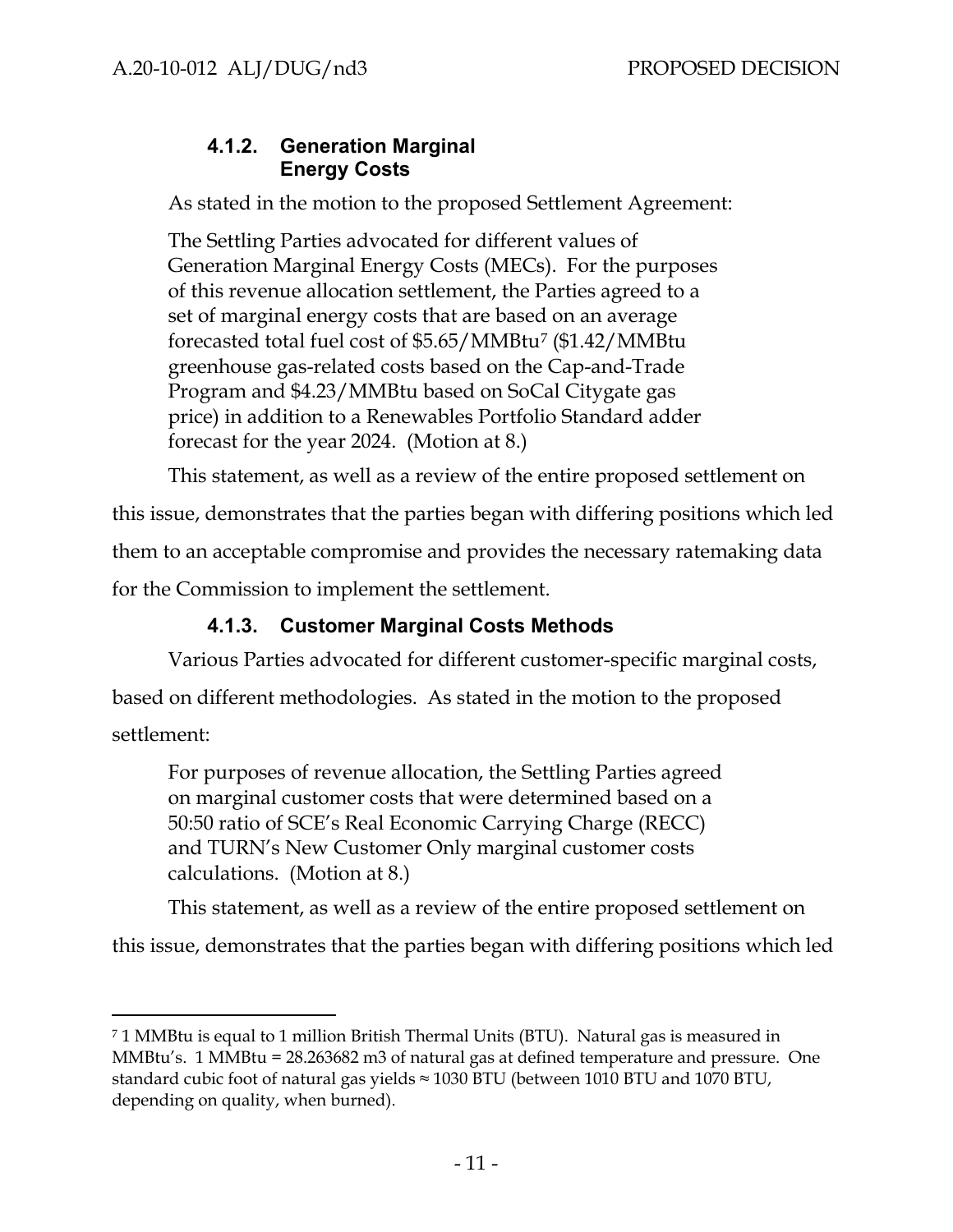#### 4.1.2. Generation Marginal Energy Costs

As stated in the motion to the proposed Settlement Agreement:

> The Settling Parties advocated for different values of Generation Marginal Energy Costs (MECs). For the purposes of this revenue allocation settlement, the Parties agreed to a set of marginal energy costs that are based on an average forecasted total fuel cost of $5.65/MMBtu[7] ($1.42/MMBtu greenhouse gas-related costs based on the Cap-and-Trade Program and $4.23/MMBtu based on SoCal Citygate gas price) in addition to a Renewables Portfolio Standard adder forecast for the year 2024. (Motion at 8.)

This statement, as well as a review of the entire proposed settlement on this issue, demonstrates that the parties began with differing positions which led them to an acceptable compromise and provides the necessary ratemaking data for the Commission to implement the settlement.

#### 4.1.3. Customer Marginal Costs Methods

Various Parties advocated for different customer-specific marginal costs, based on different methodologies. As stated in the motion to the proposed settlement:

> For purposes of revenue allocation, the Settling Parties agreed on marginal customer costs that were determined based on a 50:50 ratio of SCE's Real Economic Carrying Charge (RECC) and TURN's New Customer Only marginal customer costs calculations. (Motion at 8.)

This statement, as well as a review of the entire proposed settlement on this issue, demonstrates that the parties began with differing positions which led

---

[7] 1 MMBtu is equal to 1 million British Thermal Units (BTU). Natural gas is measured in MMBtu's. 1 MMBtu = 28.263682 m3 of natural gas at defined temperature and pressure. One standard cubic foot of natural gas yields ≈ 1030 BTU (between 1010 BTU and 1070 BTU, depending on quality, when burned).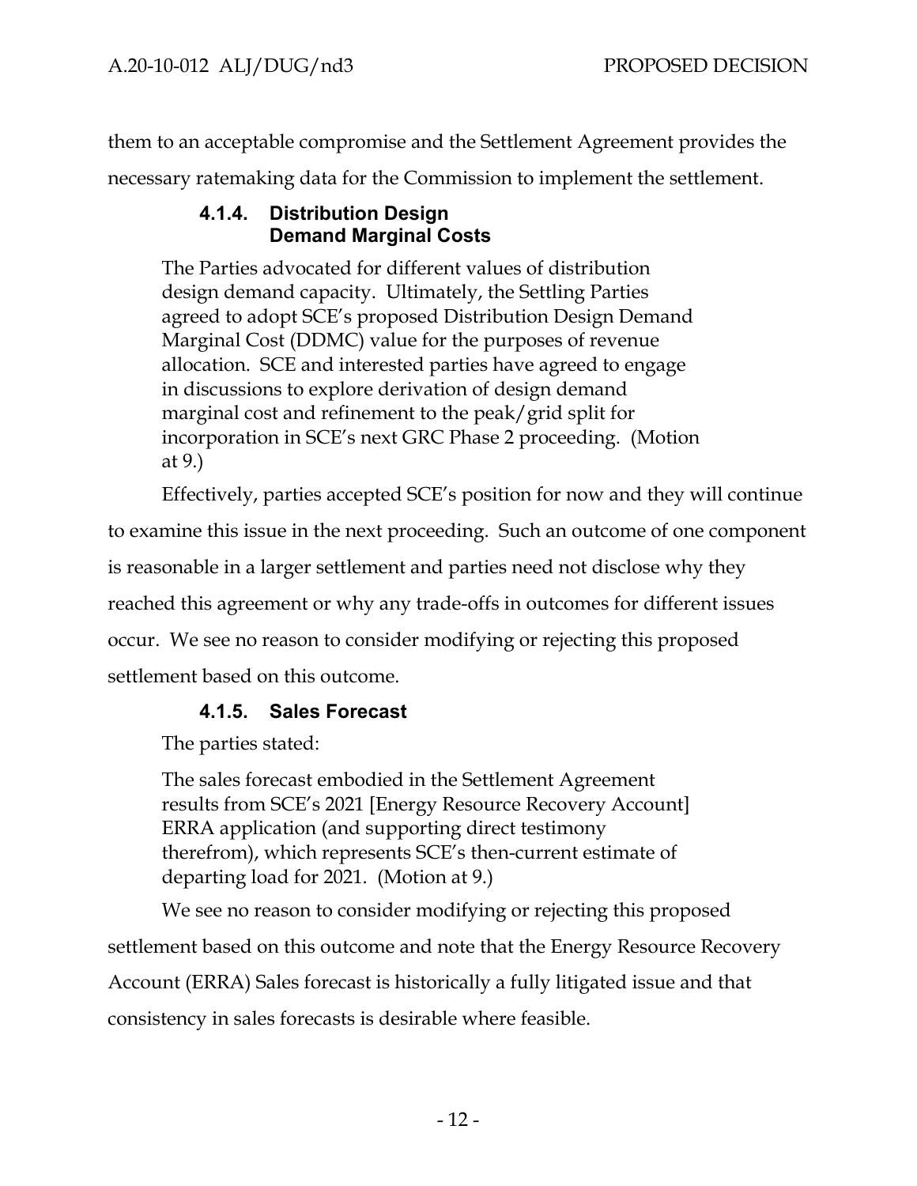them to an acceptable compromise and the Settlement Agreement provides the necessary ratemaking data for the Commission to implement the settlement.

#### 4.1.4. Distribution Design Demand Marginal Costs

> The Parties advocated for different values of distribution design demand capacity. Ultimately, the Settling Parties agreed to adopt SCE's proposed Distribution Design Demand Marginal Cost (DDMC) value for the purposes of revenue allocation. SCE and interested parties have agreed to engage in discussions to explore derivation of design demand marginal cost and refinement to the peak/grid split for incorporation in SCE's next GRC Phase 2 proceeding. (Motion at 9.)

Effectively, parties accepted SCE's position for now and they will continue to examine this issue in the next proceeding. Such an outcome of one component is reasonable in a larger settlement and parties need not disclose why they reached this agreement or why any trade-offs in outcomes for different issues occur. We see no reason to consider modifying or rejecting this proposed settlement based on this outcome.

#### 4.1.5. Sales Forecast

The parties stated:

> The sales forecast embodied in the Settlement Agreement results from SCE's 2021 [Energy Resource Recovery Account] ERRA application (and supporting direct testimony therefrom), which represents SCE's then-current estimate of departing load for 2021. (Motion at 9.)

We see no reason to consider modifying or rejecting this proposed settlement based on this outcome and note that the Energy Resource Recovery Account (ERRA) Sales forecast is historically a fully litigated issue and that consistency in sales forecasts is desirable where feasible.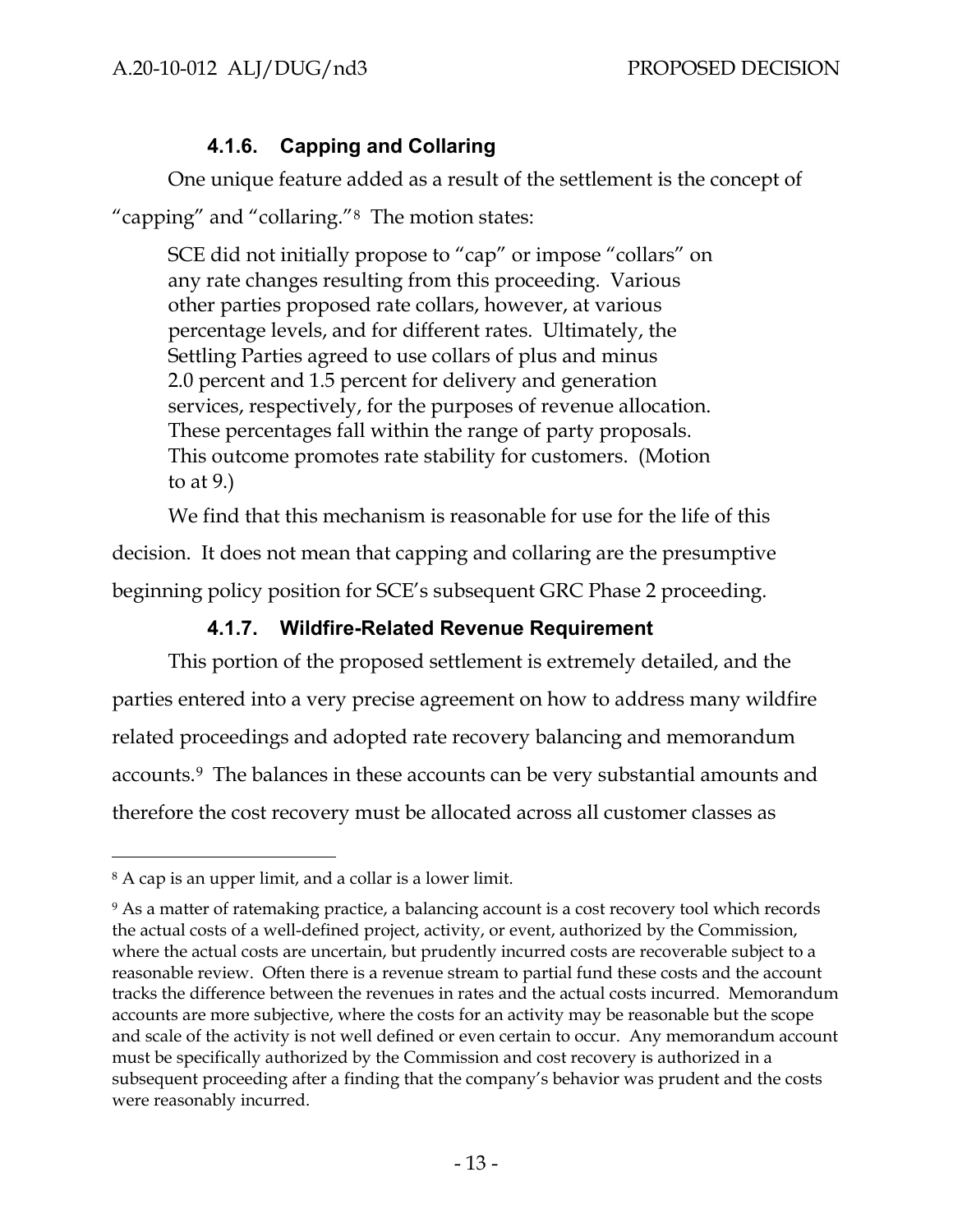#### 4.1.6. Capping and Collaring

One unique feature added as a result of the settlement is the concept of "capping" and "collaring."[8] The motion states:

> SCE did not initially propose to "cap" or impose "collars" on any rate changes resulting from this proceeding. Various other parties proposed rate collars, however, at various percentage levels, and for different rates. Ultimately, the Settling Parties agreed to use collars of plus and minus 2.0 percent and 1.5 percent for delivery and generation services, respectively, for the purposes of revenue allocation. These percentages fall within the range of party proposals. This outcome promotes rate stability for customers. (Motion to at 9.)

We find that this mechanism is reasonable for use for the life of this decision. It does not mean that capping and collaring are the presumptive beginning policy position for SCE's subsequent GRC Phase 2 proceeding.

#### 4.1.7. Wildfire-Related Revenue Requirement

This portion of the proposed settlement is extremely detailed, and the parties entered into a very precise agreement on how to address many wildfire related proceedings and adopted rate recovery balancing and memorandum accounts.[9] The balances in these accounts can be very substantial amounts and therefore the cost recovery must be allocated across all customer classes as

---

[8] A cap is an upper limit, and a collar is a lower limit.

[9] As a matter of ratemaking practice, a balancing account is a cost recovery tool which records the actual costs of a well-defined project, activity, or event, authorized by the Commission, where the actual costs are uncertain, but prudently incurred costs are recoverable subject to a reasonable review. Often there is a revenue stream to partial fund these costs and the account tracks the difference between the revenues in rates and the actual costs incurred. Memorandum accounts are more subjective, where the costs for an activity may be reasonable but the scope and scale of the activity is not well defined or even certain to occur. Any memorandum account must be specifically authorized by the Commission and cost recovery is authorized in a subsequent proceeding after a finding that the company's behavior was prudent and the costs were reasonably incurred.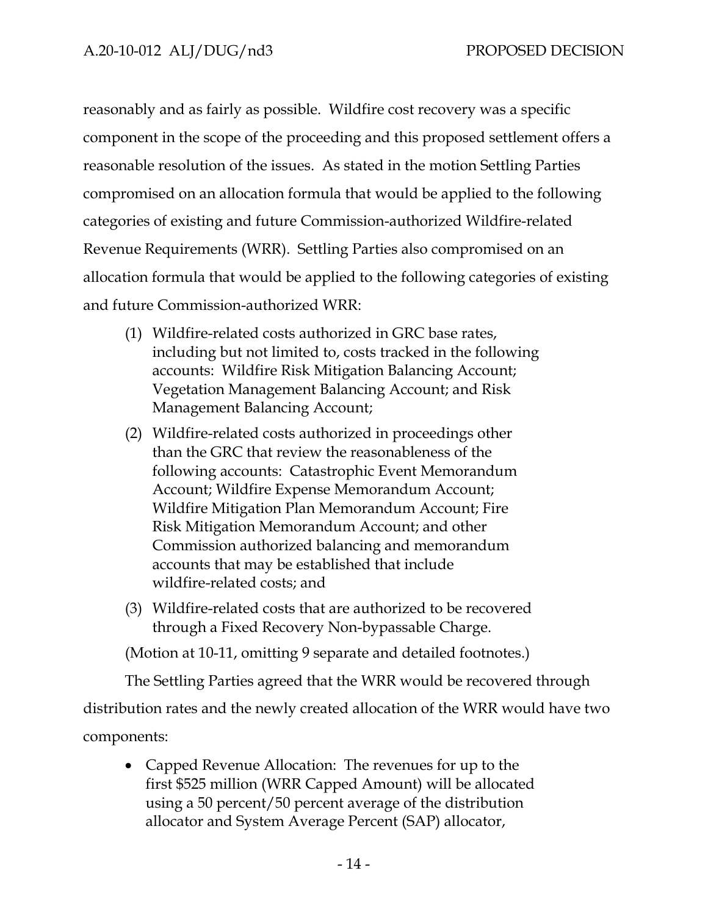reasonably and as fairly as possible. Wildfire cost recovery was a specific component in the scope of the proceeding and this proposed settlement offers a reasonable resolution of the issues. As stated in the motion Settling Parties compromised on an allocation formula that would be applied to the following categories of existing and future Commission-authorized Wildfire-related Revenue Requirements (WRR). Settling Parties also compromised on an allocation formula that would be applied to the following categories of existing and future Commission-authorized WRR:

> (1) Wildfire-related costs authorized in GRC base rates, including but not limited to, costs tracked in the following accounts: Wildfire Risk Mitigation Balancing Account; Vegetation Management Balancing Account; and Risk Management Balancing Account;
>
> (2) Wildfire-related costs authorized in proceedings other than the GRC that review the reasonableness of the following accounts: Catastrophic Event Memorandum Account; Wildfire Expense Memorandum Account; Wildfire Mitigation Plan Memorandum Account; Fire Risk Mitigation Memorandum Account; and other Commission authorized balancing and memorandum accounts that may be established that include wildfire-related costs; and
>
> (3) Wildfire-related costs that are authorized to be recovered through a Fixed Recovery Non-bypassable Charge.

(Motion at 10-11, omitting 9 separate and detailed footnotes.)

The Settling Parties agreed that the WRR would be recovered through distribution rates and the newly created allocation of the WRR would have two components:

- Capped Revenue Allocation: The revenues for up to the first $525 million (WRR Capped Amount) will be allocated using a 50 percent/50 percent average of the distribution allocator and System Average Percent (SAP) allocator,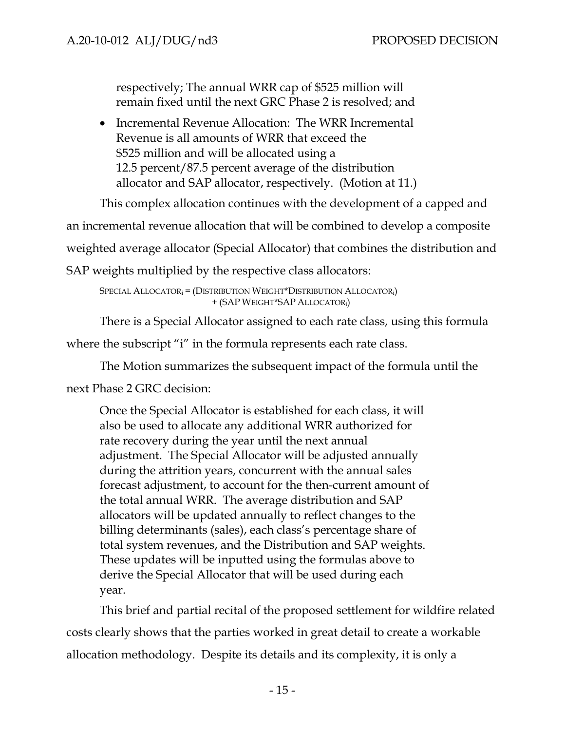respectively; The annual WRR cap of $525 million will remain fixed until the next GRC Phase 2 is resolved; and

- Incremental Revenue Allocation: The WRR Incremental Revenue is all amounts of WRR that exceed the $525 million and will be allocated using a 12.5 percent/87.5 percent average of the distribution allocator and SAP allocator, respectively. (Motion at 11.)

This complex allocation continues with the development of a capped and an incremental revenue allocation that will be combined to develop a composite weighted average allocator (Special Allocator) that combines the distribution and SAP weights multiplied by the respective class allocators:

$$\text{SPECIAL ALLOCATOR}_i = (\text{DISTRIBUTION WEIGHT} * \text{DISTRIBUTION ALLOCATOR}_i) + (\text{SAP WEIGHT} * \text{SAP ALLOCATOR}_i)$$

There is a Special Allocator assigned to each rate class, using this formula where the subscript "i" in the formula represents each rate class.

The Motion summarizes the subsequent impact of the formula until the next Phase 2 GRC decision:

> Once the Special Allocator is established for each class, it will also be used to allocate any additional WRR authorized for rate recovery during the year until the next annual adjustment. The Special Allocator will be adjusted annually during the attrition years, concurrent with the annual sales forecast adjustment, to account for the then-current amount of the total annual WRR. The average distribution and SAP allocators will be updated annually to reflect changes to the billing determinants (sales), each class's percentage share of total system revenues, and the Distribution and SAP weights. These updates will be inputted using the formulas above to derive the Special Allocator that will be used during each year.

This brief and partial recital of the proposed settlement for wildfire related costs clearly shows that the parties worked in great detail to create a workable allocation methodology. Despite its details and its complexity, it is only a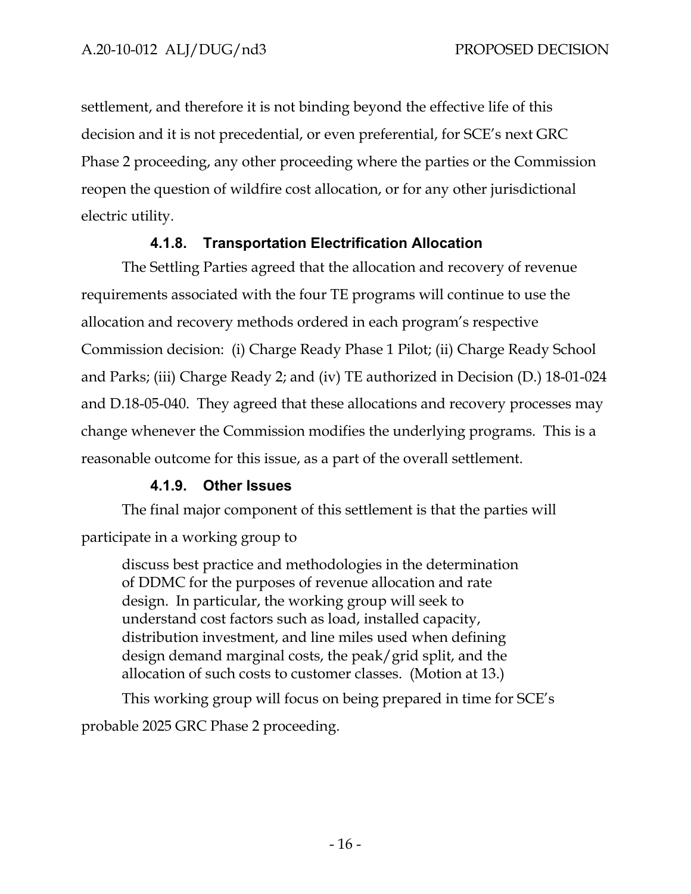settlement, and therefore it is not binding beyond the effective life of this decision and it is not precedential, or even preferential, for SCE's next GRC Phase 2 proceeding, any other proceeding where the parties or the Commission reopen the question of wildfire cost allocation, or for any other jurisdictional electric utility.

#### 4.1.8. Transportation Electrification Allocation

The Settling Parties agreed that the allocation and recovery of revenue requirements associated with the four TE programs will continue to use the allocation and recovery methods ordered in each program's respective Commission decision: (i) Charge Ready Phase 1 Pilot; (ii) Charge Ready School and Parks; (iii) Charge Ready 2; and (iv) TE authorized in Decision (D.) 18-01-024 and D.18-05-040. They agreed that these allocations and recovery processes may change whenever the Commission modifies the underlying programs. This is a reasonable outcome for this issue, as a part of the overall settlement.

#### 4.1.9. Other Issues

The final major component of this settlement is that the parties will participate in a working group to

> discuss best practice and methodologies in the determination of DDMC for the purposes of revenue allocation and rate design. In particular, the working group will seek to understand cost factors such as load, installed capacity, distribution investment, and line miles used when defining design demand marginal costs, the peak/grid split, and the allocation of such costs to customer classes. (Motion at 13.)

This working group will focus on being prepared in time for SCE's probable 2025 GRC Phase 2 proceeding.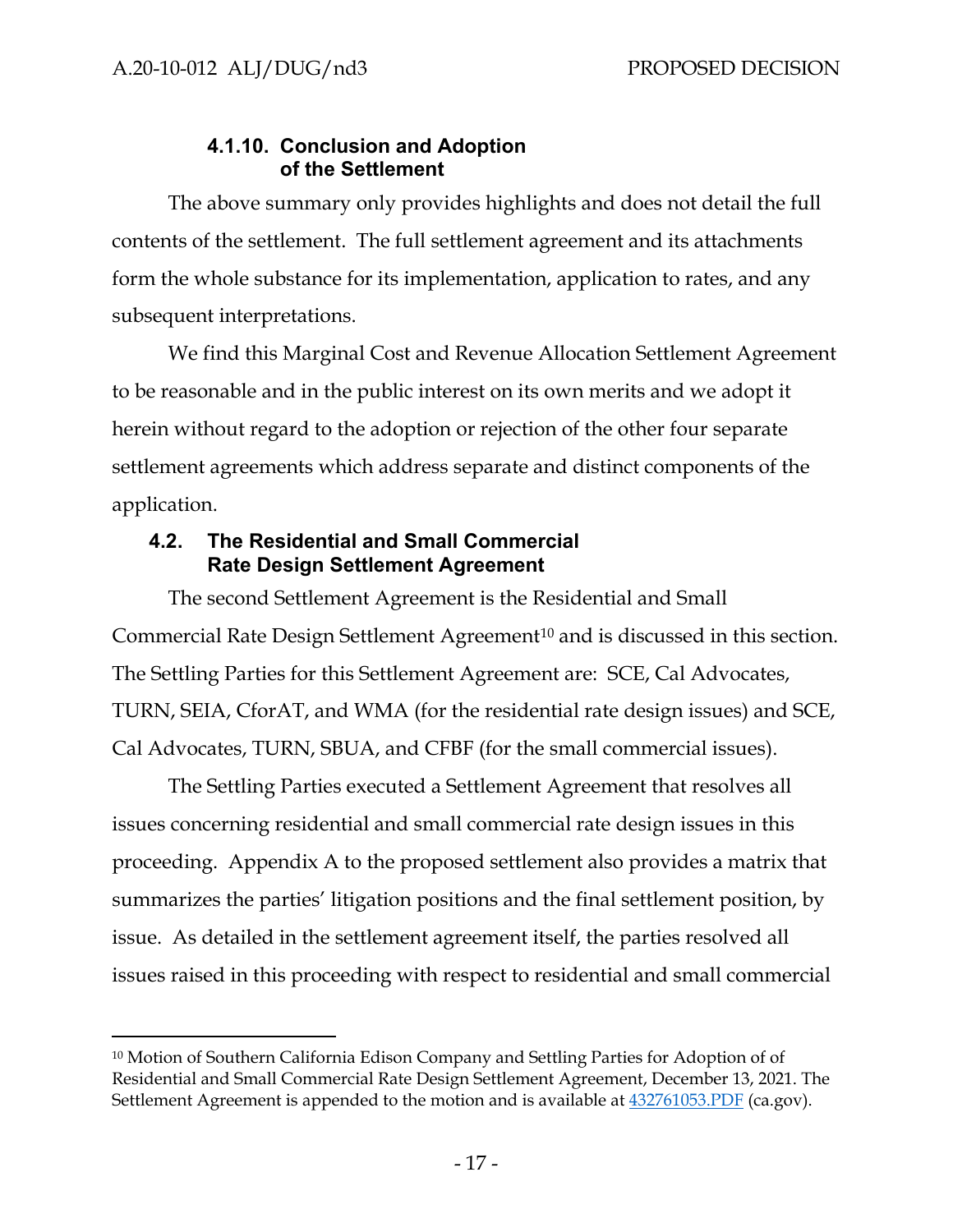#### 4.1.10. Conclusion and Adoption of the Settlement

The above summary only provides highlights and does not detail the full contents of the settlement. The full settlement agreement and its attachments form the whole substance for its implementation, application to rates, and any subsequent interpretations.

We find this Marginal Cost and Revenue Allocation Settlement Agreement to be reasonable and in the public interest on its own merits and we adopt it herein without regard to the adoption or rejection of the other four separate settlement agreements which address separate and distinct components of the application.

### 4.2. The Residential and Small Commercial Rate Design Settlement Agreement

The second Settlement Agreement is the Residential and Small Commercial Rate Design Settlement Agreement[10] and is discussed in this section. The Settling Parties for this Settlement Agreement are: SCE, Cal Advocates, TURN, SEIA, CforAT, and WMA (for the residential rate design issues) and SCE, Cal Advocates, TURN, SBUA, and CFBF (for the small commercial issues).

The Settling Parties executed a Settlement Agreement that resolves all issues concerning residential and small commercial rate design issues in this proceeding. Appendix A to the proposed settlement also provides a matrix that summarizes the parties' litigation positions and the final settlement position, by issue. As detailed in the settlement agreement itself, the parties resolved all issues raised in this proceeding with respect to residential and small commercial

---

[10] Motion of Southern California Edison Company and Settling Parties for Adoption of of Residential and Small Commercial Rate Design Settlement Agreement, December 13, 2021. The Settlement Agreement is appended to the motion and is available at 432761053.PDF (ca.gov).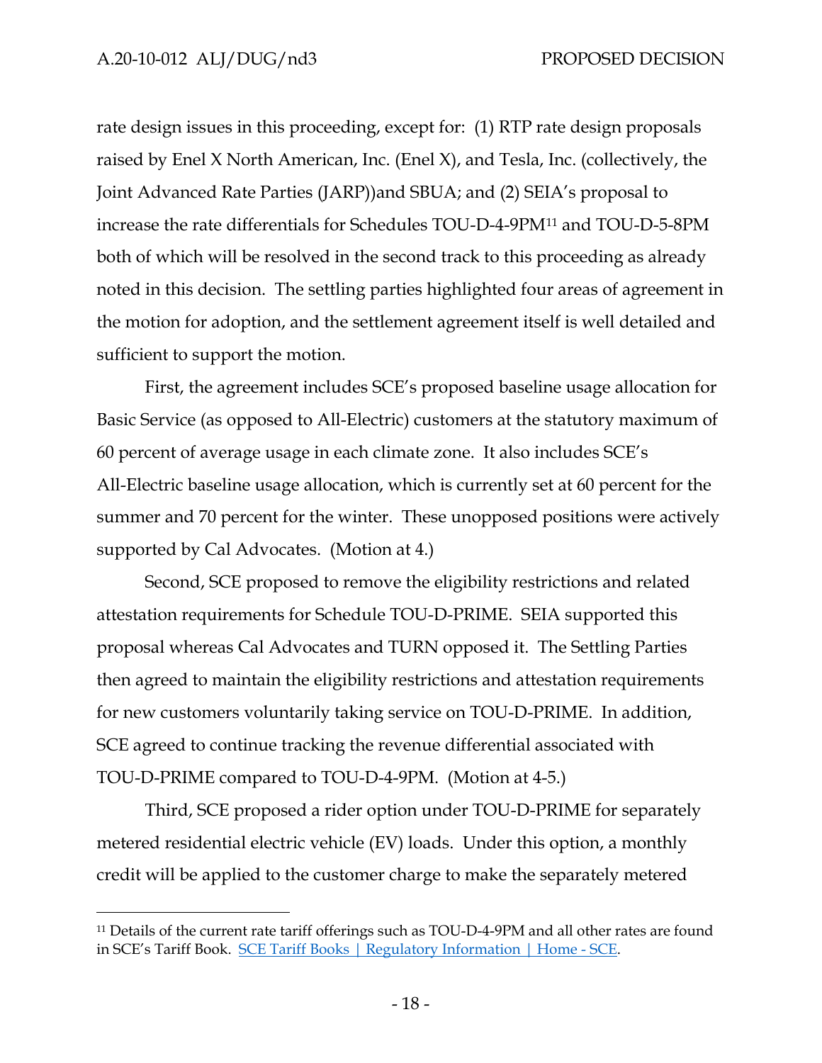rate design issues in this proceeding, except for: (1) RTP rate design proposals raised by Enel X North American, Inc. (Enel X), and Tesla, Inc. (collectively, the Joint Advanced Rate Parties (JARP))and SBUA; and (2) SEIA's proposal to increase the rate differentials for Schedules TOU-D-4-9PM[11] and TOU-D-5-8PM both of which will be resolved in the second track to this proceeding as already noted in this decision. The settling parties highlighted four areas of agreement in the motion for adoption, and the settlement agreement itself is well detailed and sufficient to support the motion.

First, the agreement includes SCE's proposed baseline usage allocation for Basic Service (as opposed to All-Electric) customers at the statutory maximum of 60 percent of average usage in each climate zone. It also includes SCE's All-Electric baseline usage allocation, which is currently set at 60 percent for the summer and 70 percent for the winter. These unopposed positions were actively supported by Cal Advocates. (Motion at 4.)

Second, SCE proposed to remove the eligibility restrictions and related attestation requirements for Schedule TOU-D-PRIME. SEIA supported this proposal whereas Cal Advocates and TURN opposed it. The Settling Parties then agreed to maintain the eligibility restrictions and attestation requirements for new customers voluntarily taking service on TOU-D-PRIME. In addition, SCE agreed to continue tracking the revenue differential associated with TOU-D-PRIME compared to TOU-D-4-9PM. (Motion at 4-5.)

Third, SCE proposed a rider option under TOU-D-PRIME for separately metered residential electric vehicle (EV) loads. Under this option, a monthly credit will be applied to the customer charge to make the separately metered

---

[11] Details of the current rate tariff offerings such as TOU-D-4-9PM and all other rates are found in SCE's Tariff Book. [SCE Tariff Books | Regulatory Information | Home - SCE](SCE Tariff Books | Regulatory Information | Home - SCE).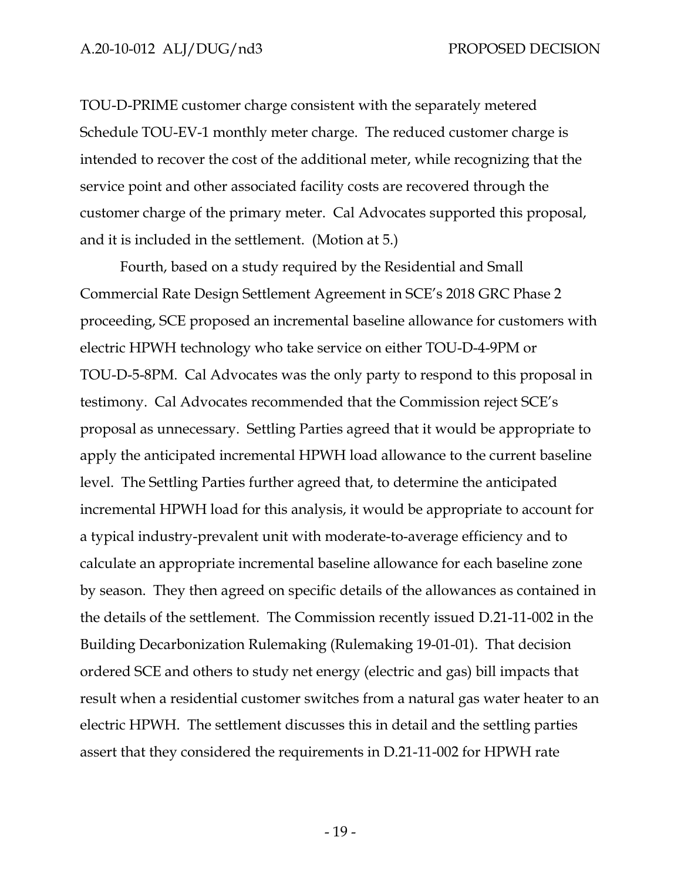TOU-D-PRIME customer charge consistent with the separately metered Schedule TOU-EV-1 monthly meter charge. The reduced customer charge is intended to recover the cost of the additional meter, while recognizing that the service point and other associated facility costs are recovered through the customer charge of the primary meter. Cal Advocates supported this proposal, and it is included in the settlement. (Motion at 5.)

Fourth, based on a study required by the Residential and Small Commercial Rate Design Settlement Agreement in SCE's 2018 GRC Phase 2 proceeding, SCE proposed an incremental baseline allowance for customers with electric HPWH technology who take service on either TOU-D-4-9PM or TOU-D-5-8PM. Cal Advocates was the only party to respond to this proposal in testimony. Cal Advocates recommended that the Commission reject SCE's proposal as unnecessary. Settling Parties agreed that it would be appropriate to apply the anticipated incremental HPWH load allowance to the current baseline level. The Settling Parties further agreed that, to determine the anticipated incremental HPWH load for this analysis, it would be appropriate to account for a typical industry-prevalent unit with moderate-to-average efficiency and to calculate an appropriate incremental baseline allowance for each baseline zone by season. They then agreed on specific details of the allowances as contained in the details of the settlement. The Commission recently issued D.21-11-002 in the Building Decarbonization Rulemaking (Rulemaking 19-01-01). That decision ordered SCE and others to study net energy (electric and gas) bill impacts that result when a residential customer switches from a natural gas water heater to an electric HPWH. The settlement discusses this in detail and the settling parties assert that they considered the requirements in D.21-11-002 for HPWH rate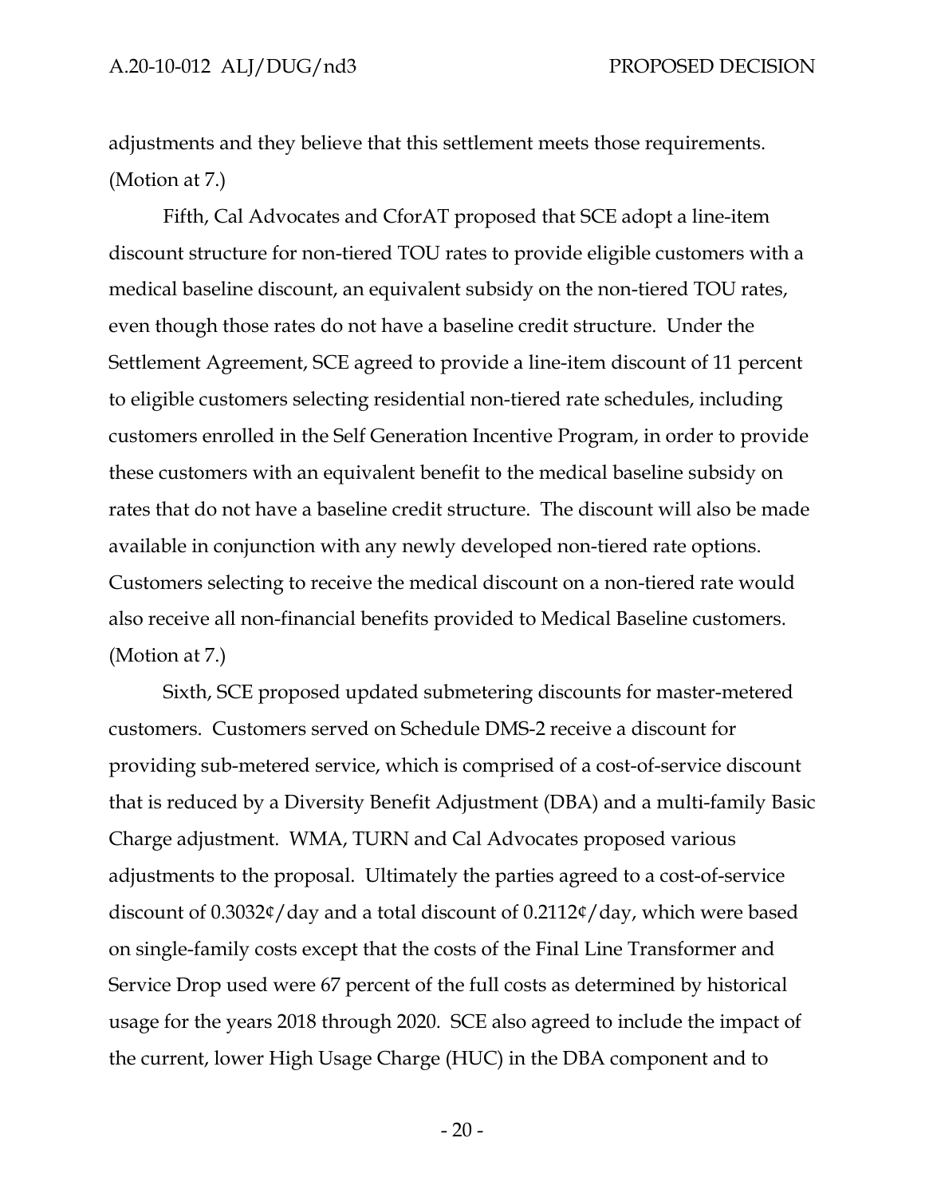adjustments and they believe that this settlement meets those requirements. (Motion at 7.)

Fifth, Cal Advocates and CforAT proposed that SCE adopt a line-item discount structure for non-tiered TOU rates to provide eligible customers with a medical baseline discount, an equivalent subsidy on the non-tiered TOU rates, even though those rates do not have a baseline credit structure. Under the Settlement Agreement, SCE agreed to provide a line-item discount of 11 percent to eligible customers selecting residential non-tiered rate schedules, including customers enrolled in the Self Generation Incentive Program, in order to provide these customers with an equivalent benefit to the medical baseline subsidy on rates that do not have a baseline credit structure. The discount will also be made available in conjunction with any newly developed non-tiered rate options. Customers selecting to receive the medical discount on a non-tiered rate would also receive all non-financial benefits provided to Medical Baseline customers. (Motion at 7.)

Sixth, SCE proposed updated submetering discounts for master-metered customers. Customers served on Schedule DMS-2 receive a discount for providing sub-metered service, which is comprised of a cost-of-service discount that is reduced by a Diversity Benefit Adjustment (DBA) and a multi-family Basic Charge adjustment. WMA, TURN and Cal Advocates proposed various adjustments to the proposal. Ultimately the parties agreed to a cost-of-service discount of 0.3032¢/day and a total discount of 0.2112¢/day, which were based on single-family costs except that the costs of the Final Line Transformer and Service Drop used were 67 percent of the full costs as determined by historical usage for the years 2018 through 2020. SCE also agreed to include the impact of the current, lower High Usage Charge (HUC) in the DBA component and to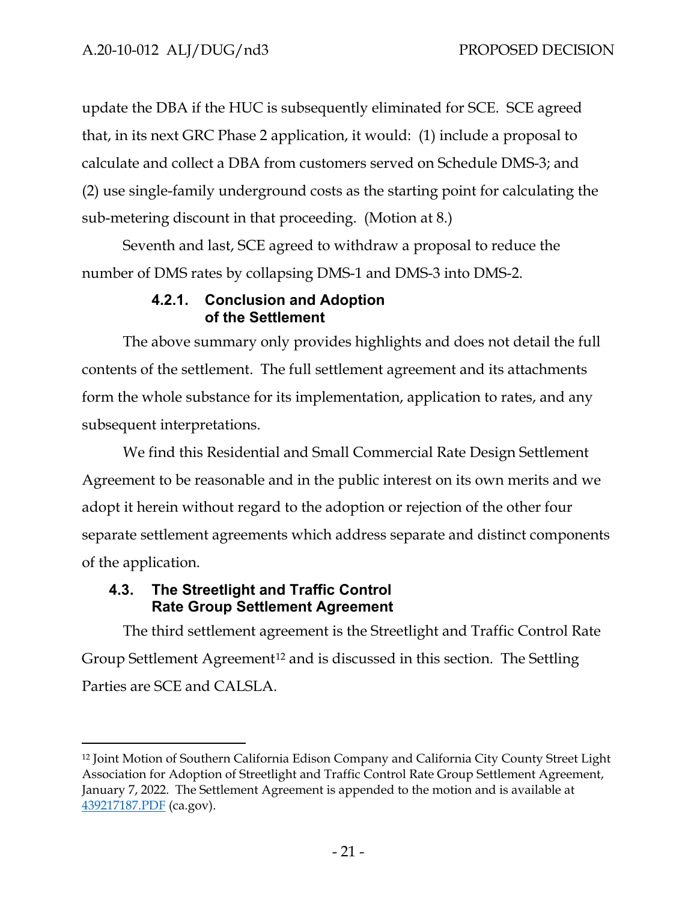update the DBA if the HUC is subsequently eliminated for SCE. SCE agreed that, in its next GRC Phase 2 application, it would: (1) include a proposal to calculate and collect a DBA from customers served on Schedule DMS-3; and (2) use single-family underground costs as the starting point for calculating the sub-metering discount in that proceeding. (Motion at 8.)

Seventh and last, SCE agreed to withdraw a proposal to reduce the number of DMS rates by collapsing DMS-1 and DMS-3 into DMS-2.

#### 4.2.1. Conclusion and Adoption of the Settlement

The above summary only provides highlights and does not detail the full contents of the settlement. The full settlement agreement and its attachments form the whole substance for its implementation, application to rates, and any subsequent interpretations.

We find this Residential and Small Commercial Rate Design Settlement Agreement to be reasonable and in the public interest on its own merits and we adopt it herein without regard to the adoption or rejection of the other four separate settlement agreements which address separate and distinct components of the application.

### 4.3. The Streetlight and Traffic Control Rate Group Settlement Agreement

The third settlement agreement is the Streetlight and Traffic Control Rate Group Settlement Agreement[12] and is discussed in this section. The Settling Parties are SCE and CALSLA.

---

[12] Joint Motion of Southern California Edison Company and California City County Street Light Association for Adoption of Streetlight and Traffic Control Rate Group Settlement Agreement, January 7, 2022. The Settlement Agreement is appended to the motion and is available at 439217187.PDF (ca.gov).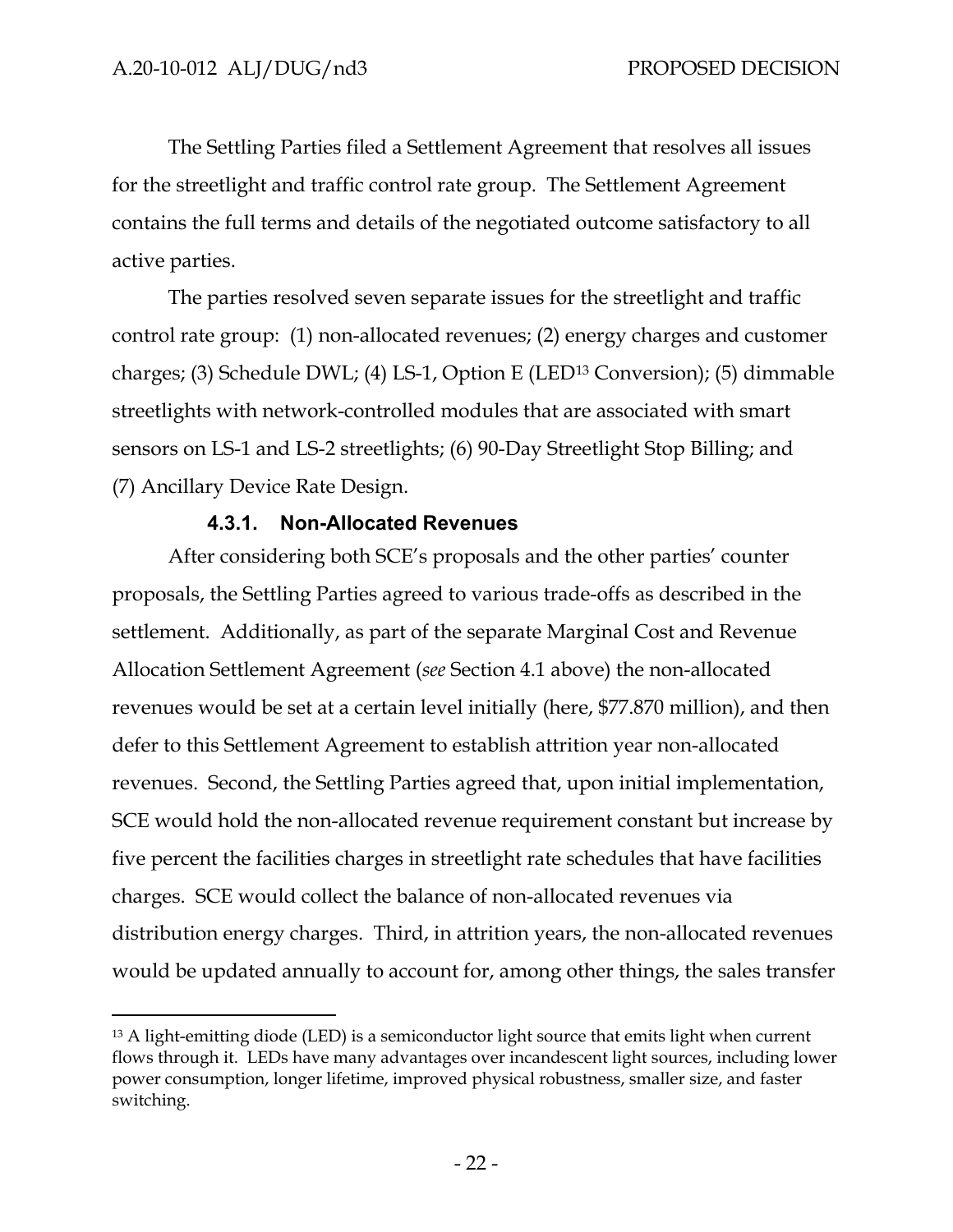The Settling Parties filed a Settlement Agreement that resolves all issues for the streetlight and traffic control rate group. The Settlement Agreement contains the full terms and details of the negotiated outcome satisfactory to all active parties.

The parties resolved seven separate issues for the streetlight and traffic control rate group: (1) non-allocated revenues; (2) energy charges and customer charges; (3) Schedule DWL; (4) LS-1, Option E (LED[13] Conversion); (5) dimmable streetlights with network-controlled modules that are associated with smart sensors on LS-1 and LS-2 streetlights; (6) 90-Day Streetlight Stop Billing; and (7) Ancillary Device Rate Design.

#### 4.3.1. Non-Allocated Revenues

After considering both SCE's proposals and the other parties' counter proposals, the Settling Parties agreed to various trade-offs as described in the settlement. Additionally, as part of the separate Marginal Cost and Revenue Allocation Settlement Agreement (*see* Section 4.1 above) the non-allocated revenues would be set at a certain level initially (here, $77.870 million), and then defer to this Settlement Agreement to establish attrition year non-allocated revenues. Second, the Settling Parties agreed that, upon initial implementation, SCE would hold the non-allocated revenue requirement constant but increase by five percent the facilities charges in streetlight rate schedules that have facilities charges. SCE would collect the balance of non-allocated revenues via distribution energy charges. Third, in attrition years, the non-allocated revenues would be updated annually to account for, among other things, the sales transfer

[13] A light-emitting diode (LED) is a semiconductor light source that emits light when current flows through it. LEDs have many advantages over incandescent light sources, including lower power consumption, longer lifetime, improved physical robustness, smaller size, and faster switching.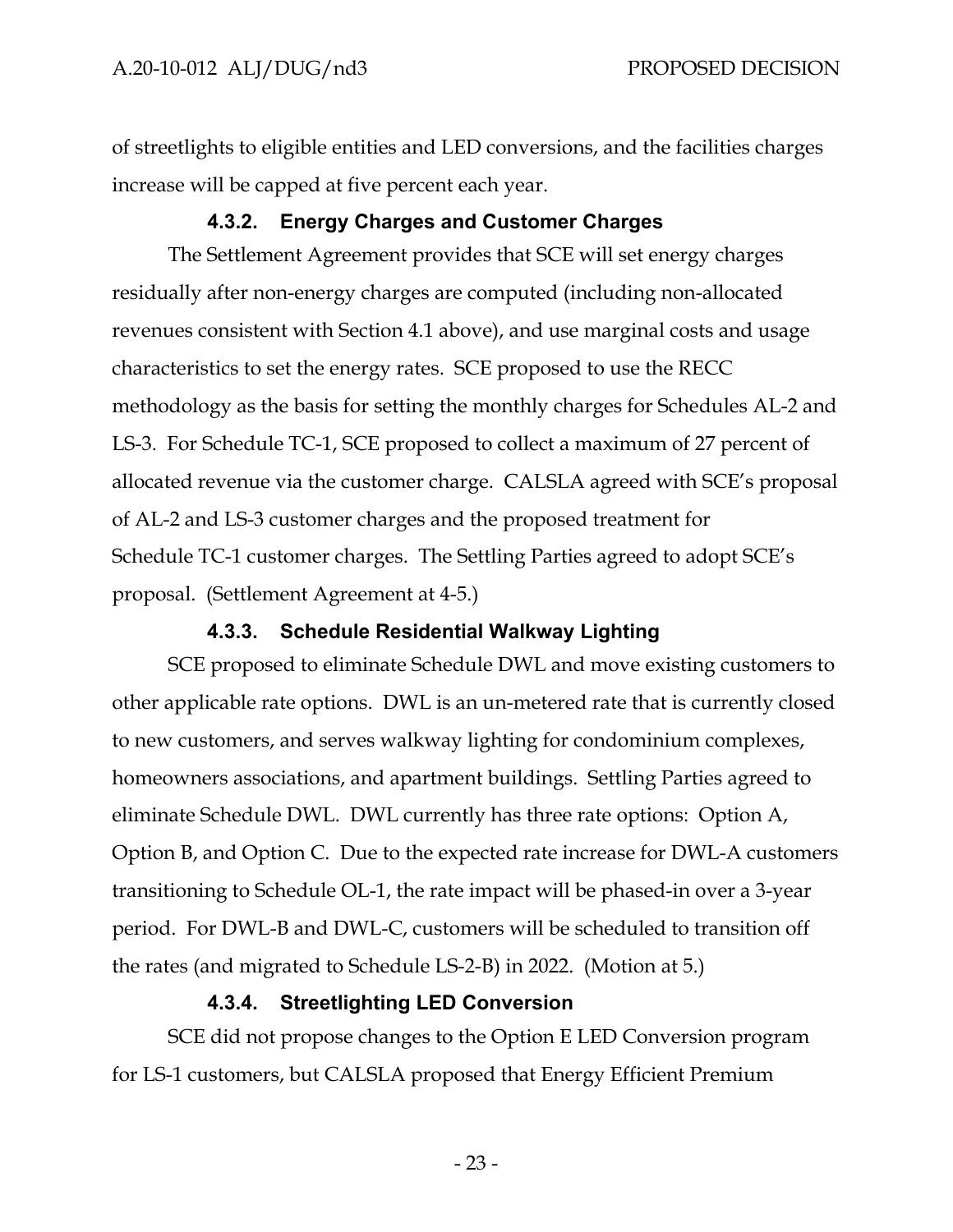of streetlights to eligible entities and LED conversions, and the facilities charges increase will be capped at five percent each year.

#### 4.3.2. Energy Charges and Customer Charges

The Settlement Agreement provides that SCE will set energy charges residually after non-energy charges are computed (including non-allocated revenues consistent with Section 4.1 above), and use marginal costs and usage characteristics to set the energy rates. SCE proposed to use the RECC methodology as the basis for setting the monthly charges for Schedules AL-2 and LS-3. For Schedule TC-1, SCE proposed to collect a maximum of 27 percent of allocated revenue via the customer charge. CALSLA agreed with SCE's proposal of AL-2 and LS-3 customer charges and the proposed treatment for Schedule TC-1 customer charges. The Settling Parties agreed to adopt SCE's proposal. (Settlement Agreement at 4-5.)

#### 4.3.3. Schedule Residential Walkway Lighting

SCE proposed to eliminate Schedule DWL and move existing customers to other applicable rate options. DWL is an un-metered rate that is currently closed to new customers, and serves walkway lighting for condominium complexes, homeowners associations, and apartment buildings. Settling Parties agreed to eliminate Schedule DWL. DWL currently has three rate options: Option A, Option B, and Option C. Due to the expected rate increase for DWL-A customers transitioning to Schedule OL-1, the rate impact will be phased-in over a 3-year period. For DWL-B and DWL-C, customers will be scheduled to transition off the rates (and migrated to Schedule LS-2-B) in 2022. (Motion at 5.)

#### 4.3.4. Streetlighting LED Conversion

SCE did not propose changes to the Option E LED Conversion program for LS-1 customers, but CALSLA proposed that Energy Efficient Premium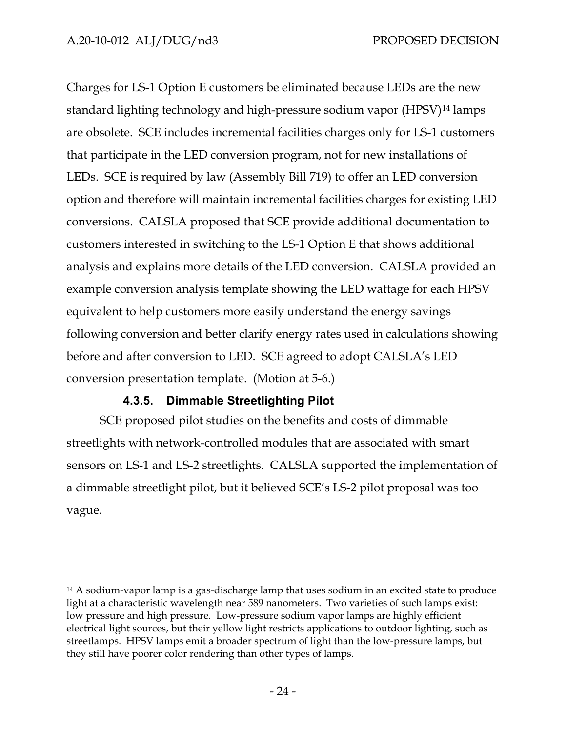Charges for LS-1 Option E customers be eliminated because LEDs are the new standard lighting technology and high-pressure sodium vapor (HPSV)[14] lamps are obsolete. SCE includes incremental facilities charges only for LS-1 customers that participate in the LED conversion program, not for new installations of LEDs. SCE is required by law (Assembly Bill 719) to offer an LED conversion option and therefore will maintain incremental facilities charges for existing LED conversions. CALSLA proposed that SCE provide additional documentation to customers interested in switching to the LS-1 Option E that shows additional analysis and explains more details of the LED conversion. CALSLA provided an example conversion analysis template showing the LED wattage for each HPSV equivalent to help customers more easily understand the energy savings following conversion and better clarify energy rates used in calculations showing before and after conversion to LED. SCE agreed to adopt CALSLA's LED conversion presentation template. (Motion at 5-6.)

#### 4.3.5. Dimmable Streetlighting Pilot

SCE proposed pilot studies on the benefits and costs of dimmable streetlights with network-controlled modules that are associated with smart sensors on LS-1 and LS-2 streetlights. CALSLA supported the implementation of a dimmable streetlight pilot, but it believed SCE's LS-2 pilot proposal was too vague.

---

[14] A sodium-vapor lamp is a gas-discharge lamp that uses sodium in an excited state to produce light at a characteristic wavelength near 589 nanometers. Two varieties of such lamps exist: low pressure and high pressure. Low-pressure sodium vapor lamps are highly efficient electrical light sources, but their yellow light restricts applications to outdoor lighting, such as streetlamps. HPSV lamps emit a broader spectrum of light than the low-pressure lamps, but they still have poorer color rendering than other types of lamps.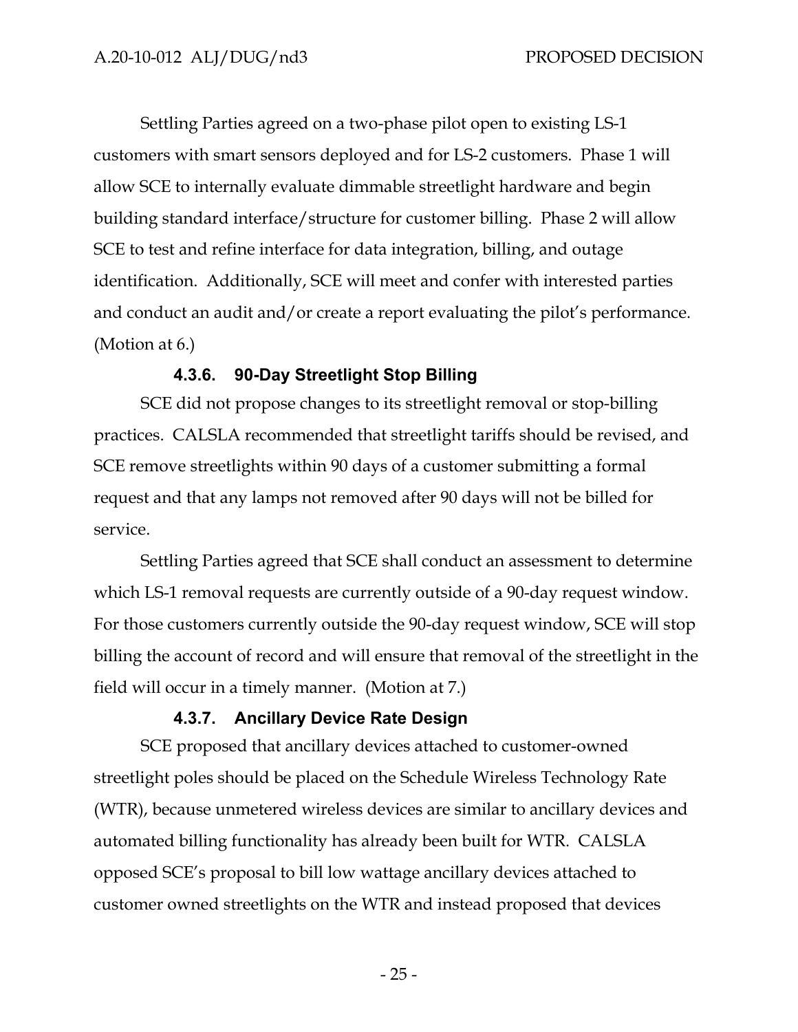Settling Parties agreed on a two-phase pilot open to existing LS-1 customers with smart sensors deployed and for LS-2 customers. Phase 1 will allow SCE to internally evaluate dimmable streetlight hardware and begin building standard interface/structure for customer billing. Phase 2 will allow SCE to test and refine interface for data integration, billing, and outage identification. Additionally, SCE will meet and confer with interested parties and conduct an audit and/or create a report evaluating the pilot's performance. (Motion at 6.)

#### 4.3.6. 90-Day Streetlight Stop Billing

SCE did not propose changes to its streetlight removal or stop-billing practices. CALSLA recommended that streetlight tariffs should be revised, and SCE remove streetlights within 90 days of a customer submitting a formal request and that any lamps not removed after 90 days will not be billed for service.

Settling Parties agreed that SCE shall conduct an assessment to determine which LS-1 removal requests are currently outside of a 90-day request window. For those customers currently outside the 90-day request window, SCE will stop billing the account of record and will ensure that removal of the streetlight in the field will occur in a timely manner. (Motion at 7.)

#### 4.3.7. Ancillary Device Rate Design

SCE proposed that ancillary devices attached to customer-owned streetlight poles should be placed on the Schedule Wireless Technology Rate (WTR), because unmetered wireless devices are similar to ancillary devices and automated billing functionality has already been built for WTR. CALSLA opposed SCE's proposal to bill low wattage ancillary devices attached to customer owned streetlights on the WTR and instead proposed that devices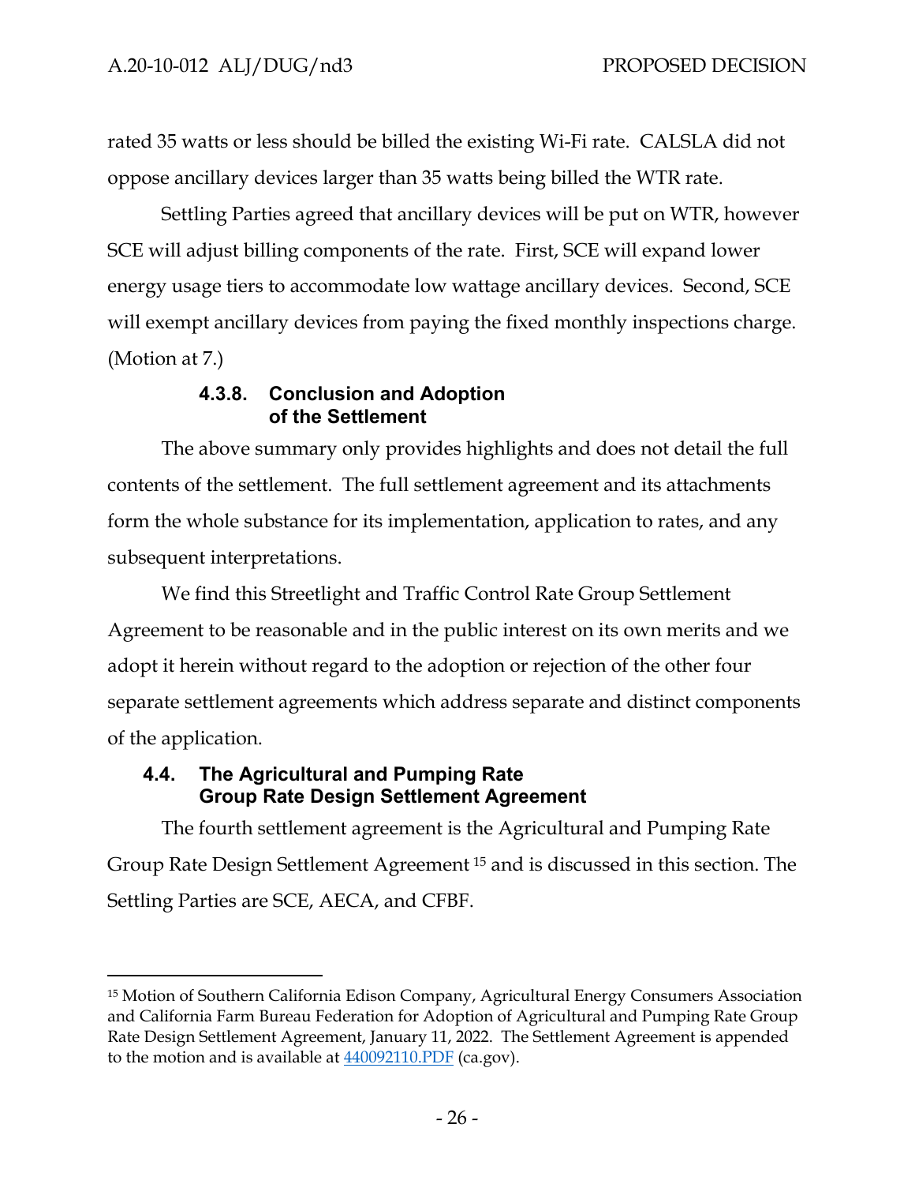rated 35 watts or less should be billed the existing Wi-Fi rate. CALSLA did not oppose ancillary devices larger than 35 watts being billed the WTR rate.

Settling Parties agreed that ancillary devices will be put on WTR, however SCE will adjust billing components of the rate. First, SCE will expand lower energy usage tiers to accommodate low wattage ancillary devices. Second, SCE will exempt ancillary devices from paying the fixed monthly inspections charge. (Motion at 7.)

#### 4.3.8. Conclusion and Adoption of the Settlement

The above summary only provides highlights and does not detail the full contents of the settlement. The full settlement agreement and its attachments form the whole substance for its implementation, application to rates, and any subsequent interpretations.

We find this Streetlight and Traffic Control Rate Group Settlement Agreement to be reasonable and in the public interest on its own merits and we adopt it herein without regard to the adoption or rejection of the other four separate settlement agreements which address separate and distinct components of the application.

### 4.4. The Agricultural and Pumping Rate Group Rate Design Settlement Agreement

The fourth settlement agreement is the Agricultural and Pumping Rate Group Rate Design Settlement Agreement [15] and is discussed in this section. The Settling Parties are SCE, AECA, and CFBF.

---

[15] Motion of Southern California Edison Company, Agricultural Energy Consumers Association and California Farm Bureau Federation for Adoption of Agricultural and Pumping Rate Group Rate Design Settlement Agreement, January 11, 2022. The Settlement Agreement is appended to the motion and is available at 440092110.PDF (ca.gov).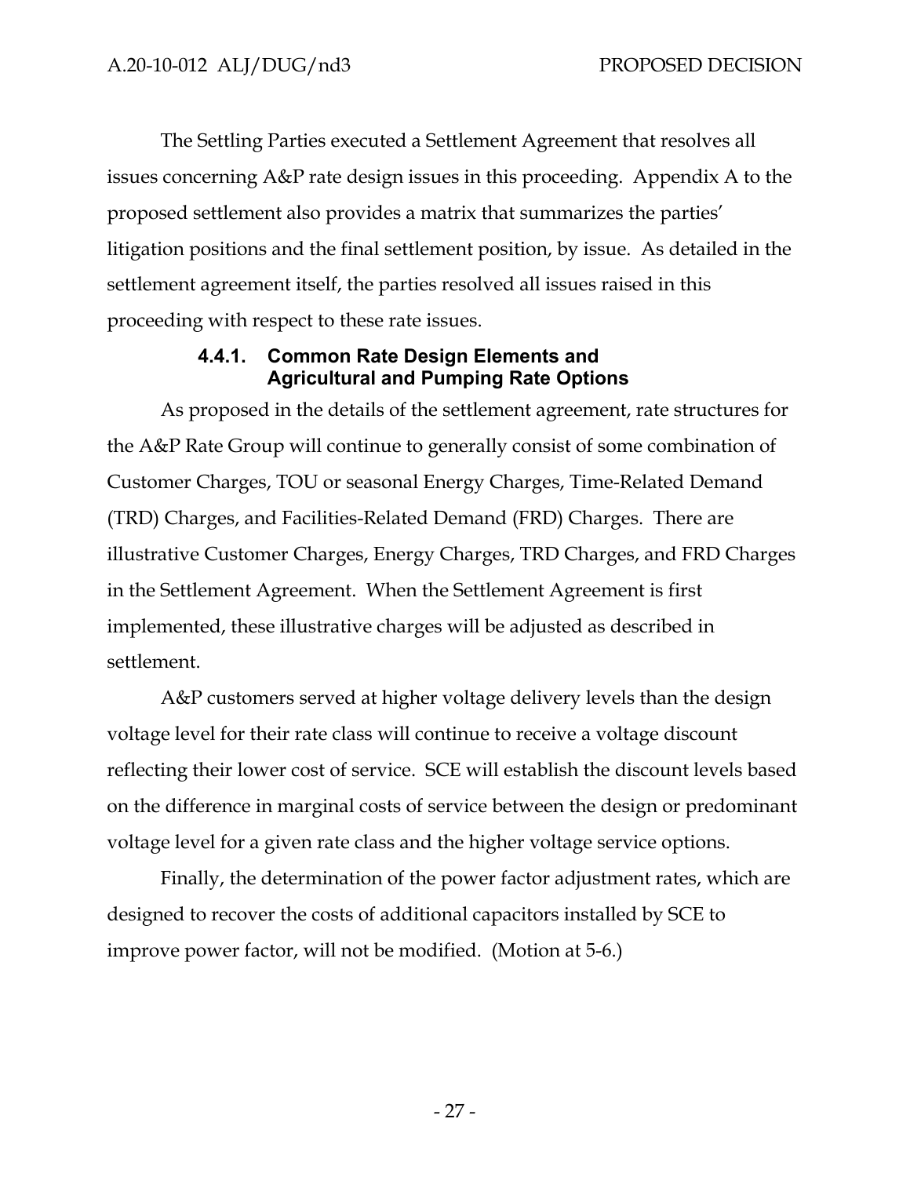The Settling Parties executed a Settlement Agreement that resolves all issues concerning A&P rate design issues in this proceeding. Appendix A to the proposed settlement also provides a matrix that summarizes the parties' litigation positions and the final settlement position, by issue. As detailed in the settlement agreement itself, the parties resolved all issues raised in this proceeding with respect to these rate issues.

#### 4.4.1. Common Rate Design Elements and Agricultural and Pumping Rate Options

As proposed in the details of the settlement agreement, rate structures for the A&P Rate Group will continue to generally consist of some combination of Customer Charges, TOU or seasonal Energy Charges, Time-Related Demand (TRD) Charges, and Facilities-Related Demand (FRD) Charges. There are illustrative Customer Charges, Energy Charges, TRD Charges, and FRD Charges in the Settlement Agreement. When the Settlement Agreement is first implemented, these illustrative charges will be adjusted as described in settlement.

A&P customers served at higher voltage delivery levels than the design voltage level for their rate class will continue to receive a voltage discount reflecting their lower cost of service. SCE will establish the discount levels based on the difference in marginal costs of service between the design or predominant voltage level for a given rate class and the higher voltage service options.

Finally, the determination of the power factor adjustment rates, which are designed to recover the costs of additional capacitors installed by SCE to improve power factor, will not be modified. (Motion at 5-6.)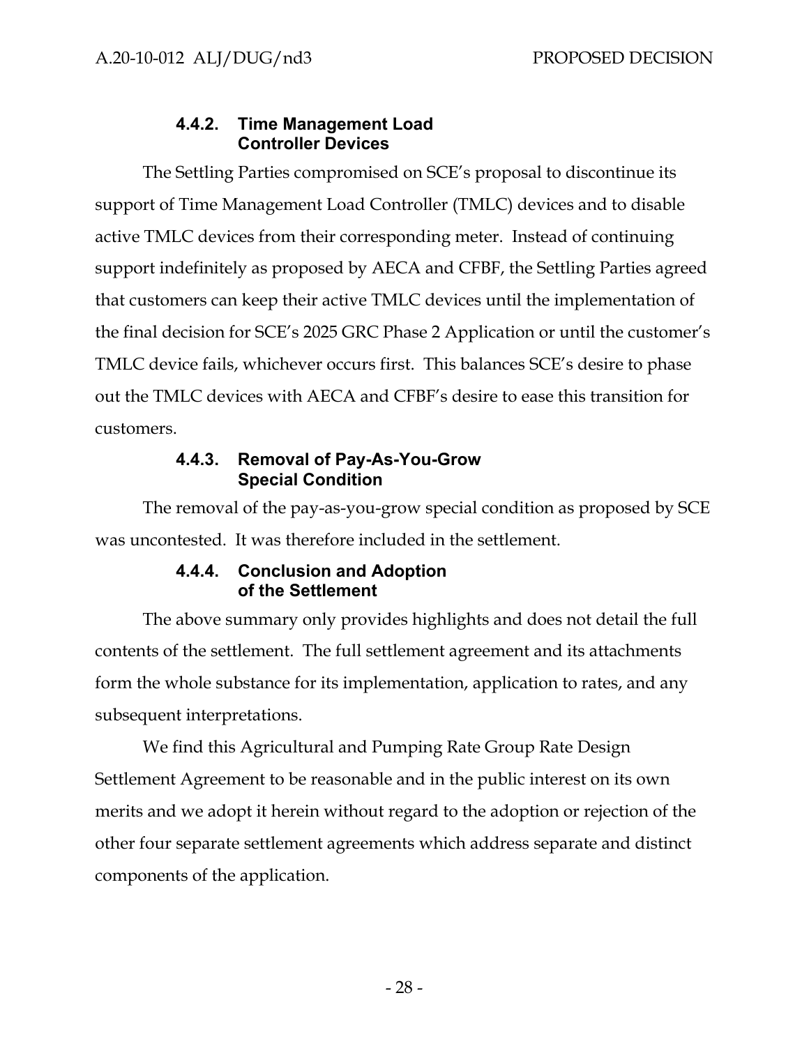#### 4.4.2. Time Management Load Controller Devices

The Settling Parties compromised on SCE's proposal to discontinue its support of Time Management Load Controller (TMLC) devices and to disable active TMLC devices from their corresponding meter. Instead of continuing support indefinitely as proposed by AECA and CFBF, the Settling Parties agreed that customers can keep their active TMLC devices until the implementation of the final decision for SCE's 2025 GRC Phase 2 Application or until the customer's TMLC device fails, whichever occurs first. This balances SCE's desire to phase out the TMLC devices with AECA and CFBF's desire to ease this transition for customers.

#### 4.4.3. Removal of Pay-As-You-Grow Special Condition

The removal of the pay-as-you-grow special condition as proposed by SCE was uncontested. It was therefore included in the settlement.

#### 4.4.4. Conclusion and Adoption of the Settlement

The above summary only provides highlights and does not detail the full contents of the settlement. The full settlement agreement and its attachments form the whole substance for its implementation, application to rates, and any subsequent interpretations.

We find this Agricultural and Pumping Rate Group Rate Design Settlement Agreement to be reasonable and in the public interest on its own merits and we adopt it herein without regard to the adoption or rejection of the other four separate settlement agreements which address separate and distinct components of the application.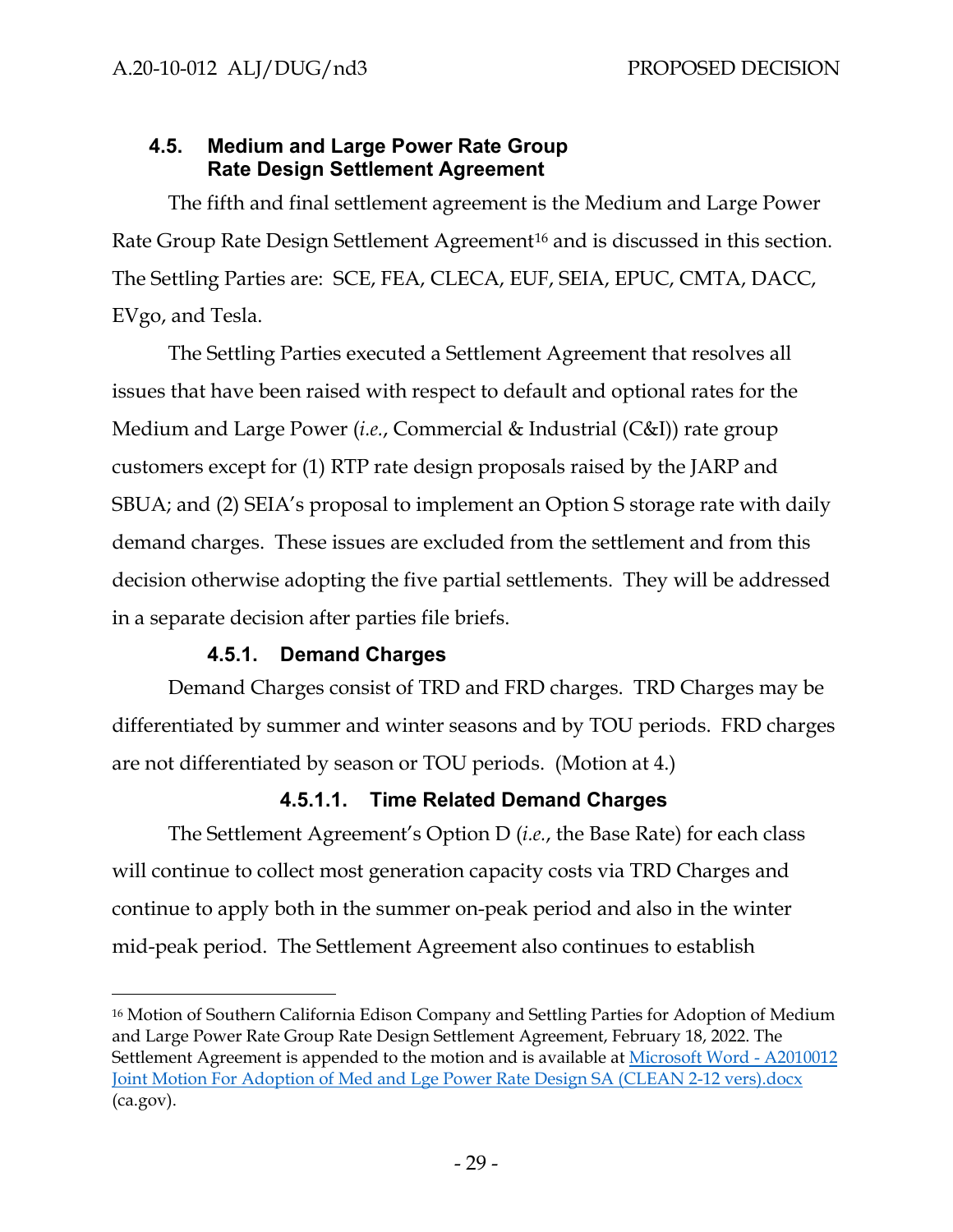### 4.5. Medium and Large Power Rate Group Rate Design Settlement Agreement

The fifth and final settlement agreement is the Medium and Large Power Rate Group Rate Design Settlement Agreement[16] and is discussed in this section. The Settling Parties are: SCE, FEA, CLECA, EUF, SEIA, EPUC, CMTA, DACC, EVgo, and Tesla.

The Settling Parties executed a Settlement Agreement that resolves all issues that have been raised with respect to default and optional rates for the Medium and Large Power (*i.e.*, Commercial & Industrial (C&I)) rate group customers except for (1) RTP rate design proposals raised by the JARP and SBUA; and (2) SEIA's proposal to implement an Option S storage rate with daily demand charges. These issues are excluded from the settlement and from this decision otherwise adopting the five partial settlements. They will be addressed in a separate decision after parties file briefs.

#### 4.5.1. Demand Charges

Demand Charges consist of TRD and FRD charges. TRD Charges may be differentiated by summer and winter seasons and by TOU periods. FRD charges are not differentiated by season or TOU periods. (Motion at 4.)

##### 4.5.1.1. Time Related Demand Charges

The Settlement Agreement's Option D (*i.e.*, the Base Rate) for each class will continue to collect most generation capacity costs via TRD Charges and continue to apply both in the summer on-peak period and also in the winter mid-peak period. The Settlement Agreement also continues to establish

---

[16] Motion of Southern California Edison Company and Settling Parties for Adoption of Medium and Large Power Rate Group Rate Design Settlement Agreement, February 18, 2022. The Settlement Agreement is appended to the motion and is available at [Microsoft Word - A2010012 Joint Motion For Adoption of Med and Lge Power Rate Design SA (CLEAN 2-12 vers).docx](#) (ca.gov).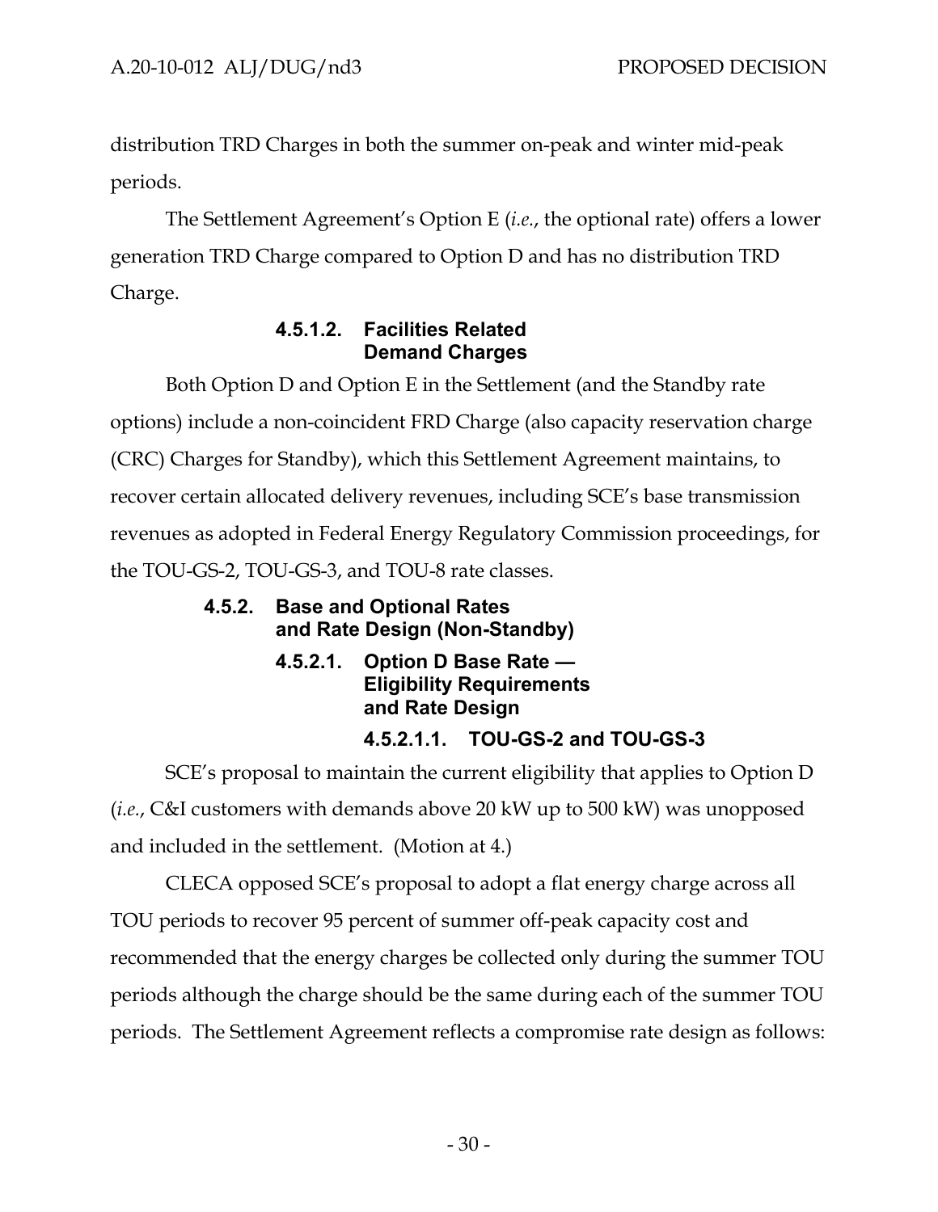distribution TRD Charges in both the summer on-peak and winter mid-peak periods.

The Settlement Agreement's Option E (*i.e.*, the optional rate) offers a lower generation TRD Charge compared to Option D and has no distribution TRD Charge.

##### 4.5.1.2. Facilities Related Demand Charges

Both Option D and Option E in the Settlement (and the Standby rate options) include a non-coincident FRD Charge (also capacity reservation charge (CRC) Charges for Standby), which this Settlement Agreement maintains, to recover certain allocated delivery revenues, including SCE's base transmission revenues as adopted in Federal Energy Regulatory Commission proceedings, for the TOU-GS-2, TOU-GS-3, and TOU-8 rate classes.

#### 4.5.2. Base and Optional Rates and Rate Design (Non-Standby)

##### 4.5.2.1. Option D Base Rate — Eligibility Requirements and Rate Design

###### 4.5.2.1.1. TOU-GS-2 and TOU-GS-3

SCE's proposal to maintain the current eligibility that applies to Option D (*i.e.*, C&I customers with demands above 20 kW up to 500 kW) was unopposed and included in the settlement. (Motion at 4.)

CLECA opposed SCE's proposal to adopt a flat energy charge across all TOU periods to recover 95 percent of summer off-peak capacity cost and recommended that the energy charges be collected only during the summer TOU periods although the charge should be the same during each of the summer TOU periods. The Settlement Agreement reflects a compromise rate design as follows: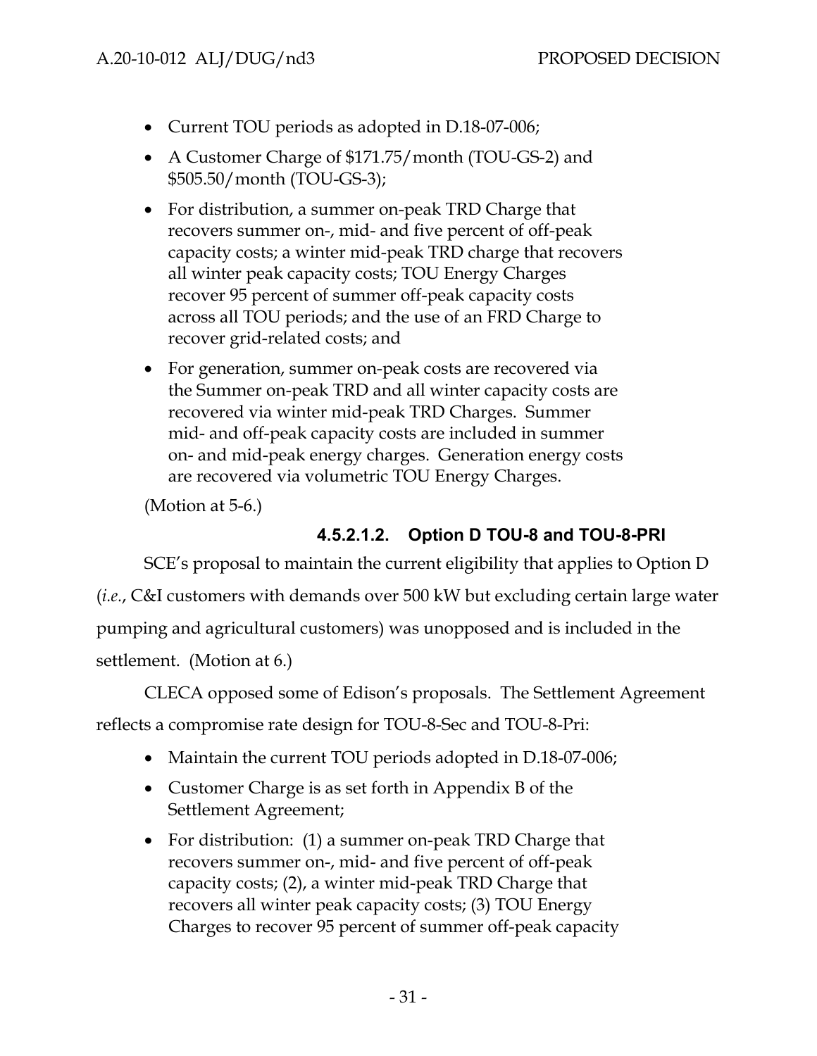- Current TOU periods as adopted in D.18-07-006;
- A Customer Charge of $171.75/month (TOU-GS-2) and $505.50/month (TOU-GS-3);
- For distribution, a summer on-peak TRD Charge that recovers summer on-, mid- and five percent of off-peak capacity costs; a winter mid-peak TRD charge that recovers all winter peak capacity costs; TOU Energy Charges recover 95 percent of summer off-peak capacity costs across all TOU periods; and the use of an FRD Charge to recover grid-related costs; and
- For generation, summer on-peak costs are recovered via the Summer on-peak TRD and all winter capacity costs are recovered via winter mid-peak TRD Charges. Summer mid- and off-peak capacity costs are included in summer on- and mid-peak energy charges. Generation energy costs are recovered via volumetric TOU Energy Charges.

(Motion at 5-6.)

##### 4.5.2.1.2. Option D TOU-8 and TOU-8-PRI

SCE's proposal to maintain the current eligibility that applies to Option D (*i.e.*, C&I customers with demands over 500 kW but excluding certain large water pumping and agricultural customers) was unopposed and is included in the settlement. (Motion at 6.)

CLECA opposed some of Edison's proposals. The Settlement Agreement reflects a compromise rate design for TOU-8-Sec and TOU-8-Pri:

- Maintain the current TOU periods adopted in D.18-07-006;
- Customer Charge is as set forth in Appendix B of the Settlement Agreement;
- For distribution: (1) a summer on-peak TRD Charge that recovers summer on-, mid- and five percent of off-peak capacity costs; (2), a winter mid-peak TRD Charge that recovers all winter peak capacity costs; (3) TOU Energy Charges to recover 95 percent of summer off-peak capacity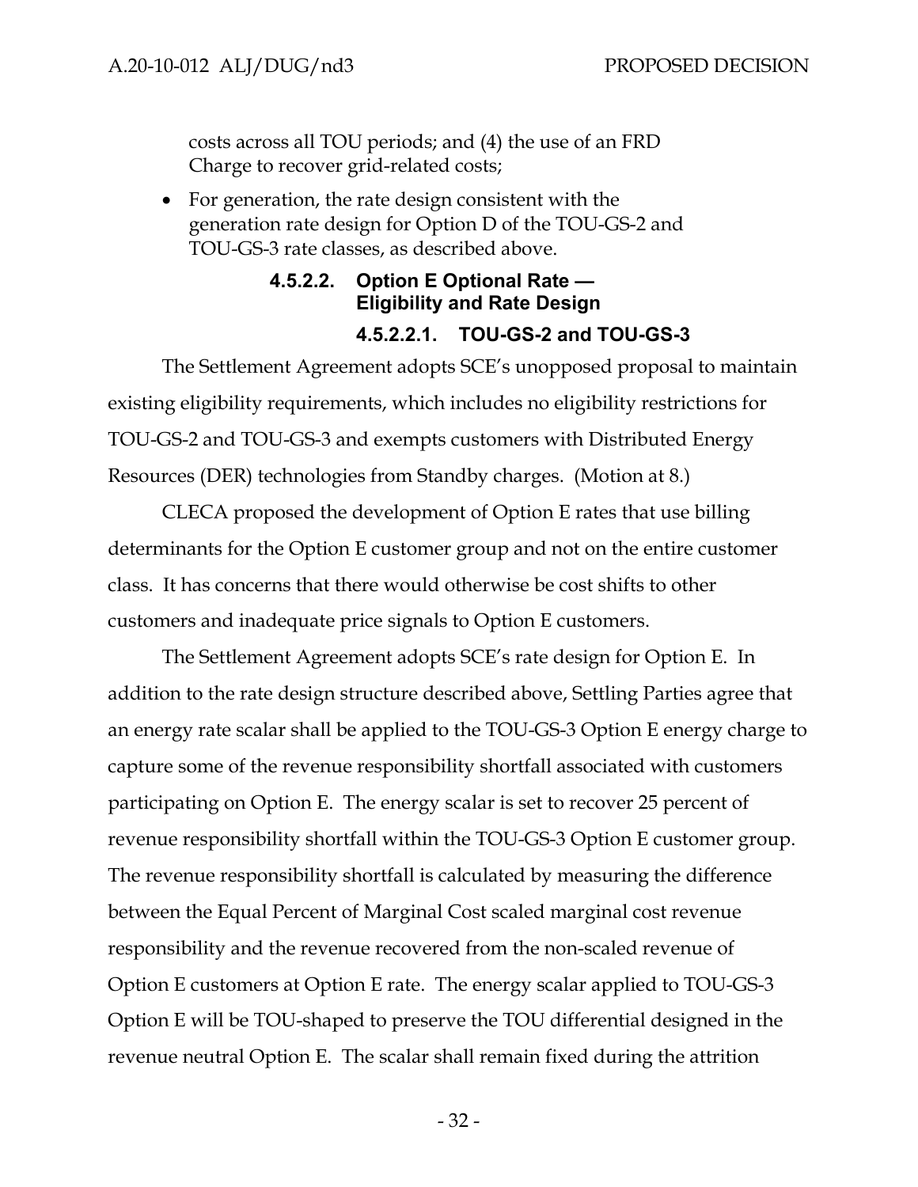costs across all TOU periods; and (4) the use of an FRD Charge to recover grid-related costs;

- For generation, the rate design consistent with the generation rate design for Option D of the TOU-GS-2 and TOU-GS-3 rate classes, as described above.

#### 4.5.2.2. Option E Optional Rate — Eligibility and Rate Design

##### 4.5.2.2.1. TOU-GS-2 and TOU-GS-3

The Settlement Agreement adopts SCE's unopposed proposal to maintain existing eligibility requirements, which includes no eligibility restrictions for TOU-GS-2 and TOU-GS-3 and exempts customers with Distributed Energy Resources (DER) technologies from Standby charges. (Motion at 8.)

CLECA proposed the development of Option E rates that use billing determinants for the Option E customer group and not on the entire customer class. It has concerns that there would otherwise be cost shifts to other customers and inadequate price signals to Option E customers.

The Settlement Agreement adopts SCE's rate design for Option E. In addition to the rate design structure described above, Settling Parties agree that an energy rate scalar shall be applied to the TOU-GS-3 Option E energy charge to capture some of the revenue responsibility shortfall associated with customers participating on Option E. The energy scalar is set to recover 25 percent of revenue responsibility shortfall within the TOU-GS-3 Option E customer group. The revenue responsibility shortfall is calculated by measuring the difference between the Equal Percent of Marginal Cost scaled marginal cost revenue responsibility and the revenue recovered from the non-scaled revenue of Option E customers at Option E rate. The energy scalar applied to TOU-GS-3 Option E will be TOU-shaped to preserve the TOU differential designed in the revenue neutral Option E. The scalar shall remain fixed during the attrition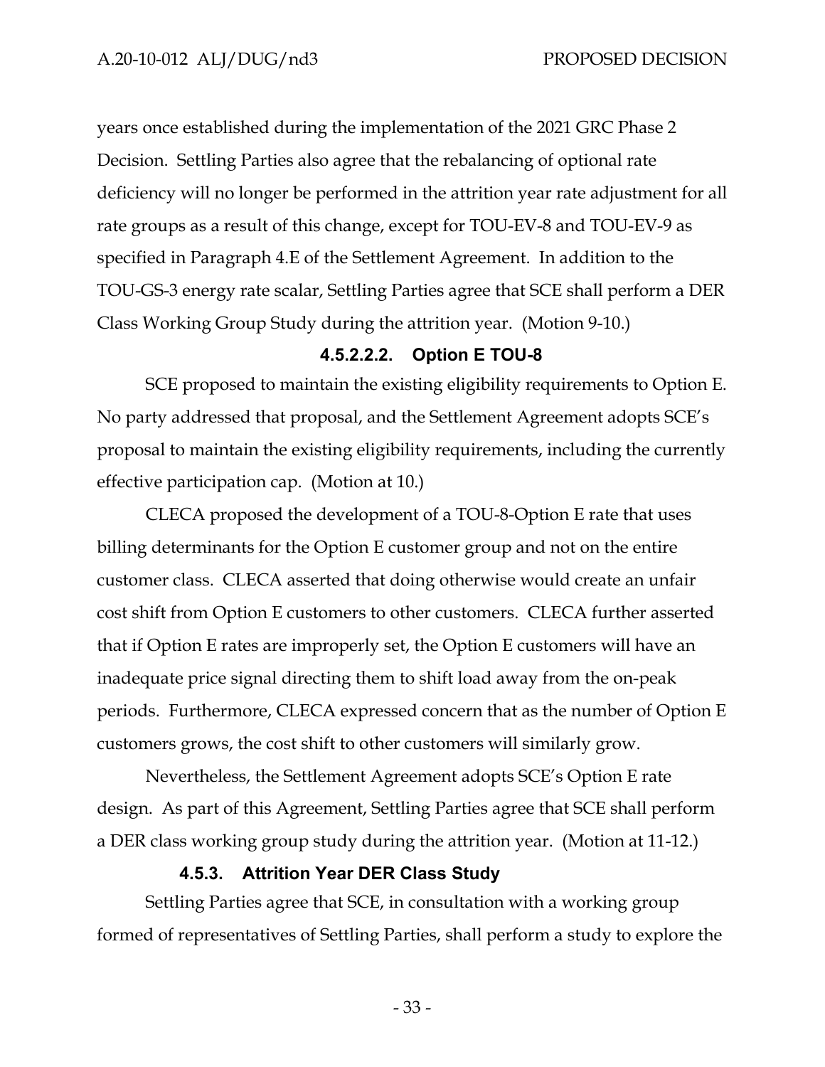years once established during the implementation of the 2021 GRC Phase 2 Decision. Settling Parties also agree that the rebalancing of optional rate deficiency will no longer be performed in the attrition year rate adjustment for all rate groups as a result of this change, except for TOU-EV-8 and TOU-EV-9 as specified in Paragraph 4.E of the Settlement Agreement. In addition to the TOU-GS-3 energy rate scalar, Settling Parties agree that SCE shall perform a DER Class Working Group Study during the attrition year. (Motion 9-10.)

##### 4.5.2.2.2. Option E TOU-8

SCE proposed to maintain the existing eligibility requirements to Option E. No party addressed that proposal, and the Settlement Agreement adopts SCE's proposal to maintain the existing eligibility requirements, including the currently effective participation cap. (Motion at 10.)

CLECA proposed the development of a TOU-8-Option E rate that uses billing determinants for the Option E customer group and not on the entire customer class. CLECA asserted that doing otherwise would create an unfair cost shift from Option E customers to other customers. CLECA further asserted that if Option E rates are improperly set, the Option E customers will have an inadequate price signal directing them to shift load away from the on-peak periods. Furthermore, CLECA expressed concern that as the number of Option E customers grows, the cost shift to other customers will similarly grow.

Nevertheless, the Settlement Agreement adopts SCE's Option E rate design. As part of this Agreement, Settling Parties agree that SCE shall perform a DER class working group study during the attrition year. (Motion at 11-12.)

### 4.5.3. Attrition Year DER Class Study

Settling Parties agree that SCE, in consultation with a working group formed of representatives of Settling Parties, shall perform a study to explore the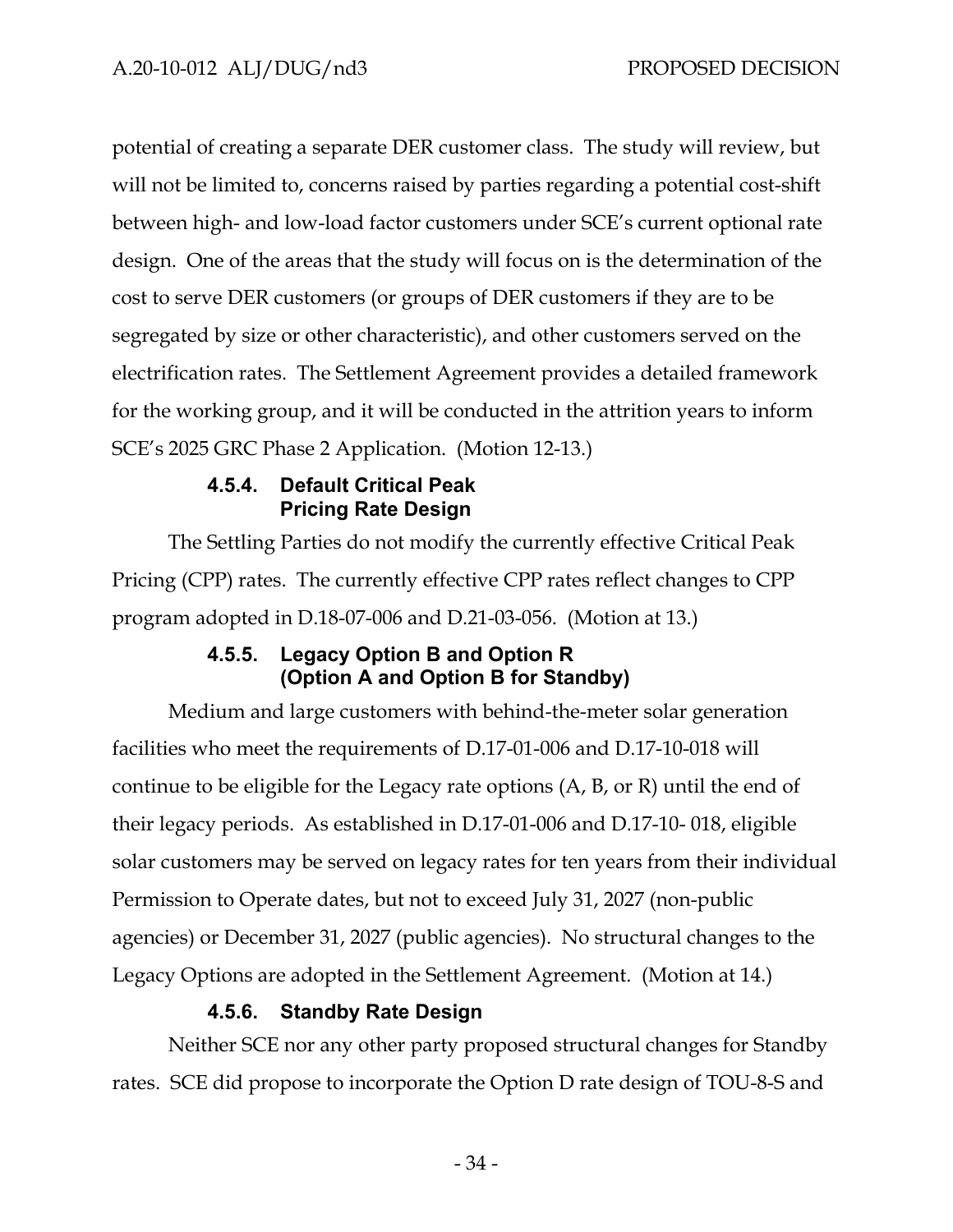potential of creating a separate DER customer class. The study will review, but will not be limited to, concerns raised by parties regarding a potential cost-shift between high- and low-load factor customers under SCE's current optional rate design. One of the areas that the study will focus on is the determination of the cost to serve DER customers (or groups of DER customers if they are to be segregated by size or other characteristic), and other customers served on the electrification rates. The Settlement Agreement provides a detailed framework for the working group, and it will be conducted in the attrition years to inform SCE's 2025 GRC Phase 2 Application. (Motion 12-13.)

#### 4.5.4. Default Critical Peak Pricing Rate Design

The Settling Parties do not modify the currently effective Critical Peak Pricing (CPP) rates. The currently effective CPP rates reflect changes to CPP program adopted in D.18-07-006 and D.21-03-056. (Motion at 13.)

#### 4.5.5. Legacy Option B and Option R (Option A and Option B for Standby)

Medium and large customers with behind-the-meter solar generation facilities who meet the requirements of D.17-01-006 and D.17-10-018 will continue to be eligible for the Legacy rate options (A, B, or R) until the end of their legacy periods. As established in D.17-01-006 and D.17-10- 018, eligible solar customers may be served on legacy rates for ten years from their individual Permission to Operate dates, but not to exceed July 31, 2027 (non-public agencies) or December 31, 2027 (public agencies). No structural changes to the Legacy Options are adopted in the Settlement Agreement. (Motion at 14.)

#### 4.5.6. Standby Rate Design

Neither SCE nor any other party proposed structural changes for Standby rates. SCE did propose to incorporate the Option D rate design of TOU-8-S and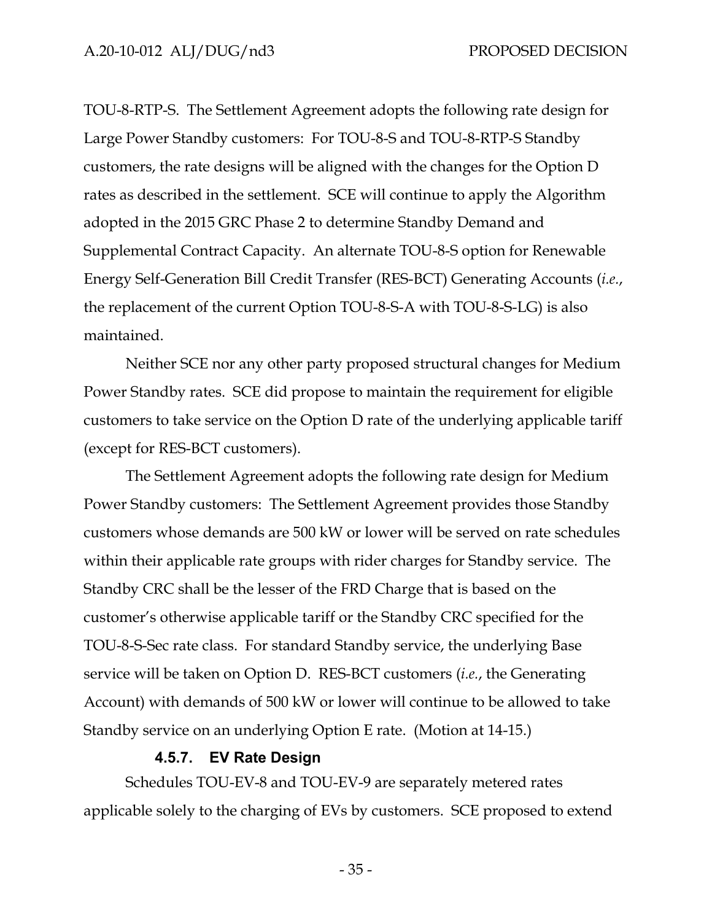TOU-8-RTP-S. The Settlement Agreement adopts the following rate design for Large Power Standby customers: For TOU-8-S and TOU-8-RTP-S Standby customers, the rate designs will be aligned with the changes for the Option D rates as described in the settlement. SCE will continue to apply the Algorithm adopted in the 2015 GRC Phase 2 to determine Standby Demand and Supplemental Contract Capacity. An alternate TOU-8-S option for Renewable Energy Self-Generation Bill Credit Transfer (RES-BCT) Generating Accounts (*i.e.*, the replacement of the current Option TOU-8-S-A with TOU-8-S-LG) is also maintained.

Neither SCE nor any other party proposed structural changes for Medium Power Standby rates. SCE did propose to maintain the requirement for eligible customers to take service on the Option D rate of the underlying applicable tariff (except for RES-BCT customers).

The Settlement Agreement adopts the following rate design for Medium Power Standby customers: The Settlement Agreement provides those Standby customers whose demands are 500 kW or lower will be served on rate schedules within their applicable rate groups with rider charges for Standby service. The Standby CRC shall be the lesser of the FRD Charge that is based on the customer's otherwise applicable tariff or the Standby CRC specified for the TOU-8-S-Sec rate class. For standard Standby service, the underlying Base service will be taken on Option D. RES-BCT customers (*i.e.*, the Generating Account) with demands of 500 kW or lower will continue to be allowed to take Standby service on an underlying Option E rate. (Motion at 14-15.)

#### 4.5.7. EV Rate Design

Schedules TOU-EV-8 and TOU-EV-9 are separately metered rates applicable solely to the charging of EVs by customers. SCE proposed to extend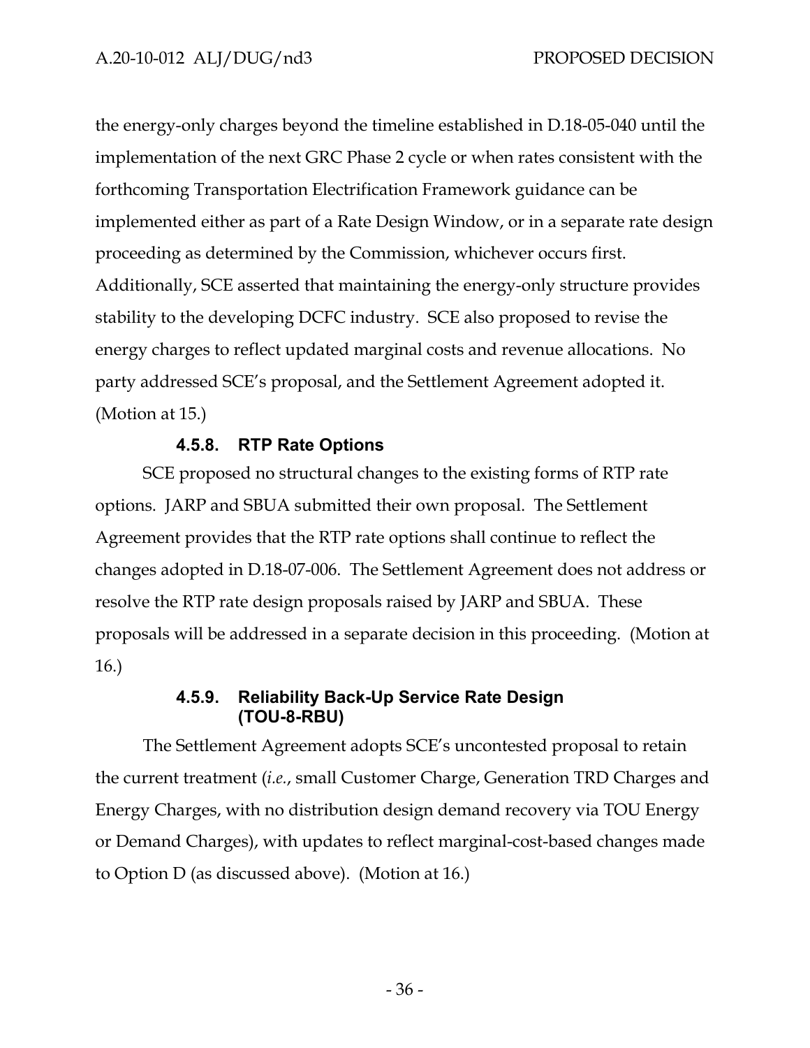the energy-only charges beyond the timeline established in D.18-05-040 until the implementation of the next GRC Phase 2 cycle or when rates consistent with the forthcoming Transportation Electrification Framework guidance can be implemented either as part of a Rate Design Window, or in a separate rate design proceeding as determined by the Commission, whichever occurs first. Additionally, SCE asserted that maintaining the energy-only structure provides stability to the developing DCFC industry. SCE also proposed to revise the energy charges to reflect updated marginal costs and revenue allocations. No party addressed SCE's proposal, and the Settlement Agreement adopted it. (Motion at 15.)

#### 4.5.8. RTP Rate Options

SCE proposed no structural changes to the existing forms of RTP rate options. JARP and SBUA submitted their own proposal. The Settlement Agreement provides that the RTP rate options shall continue to reflect the changes adopted in D.18-07-006. The Settlement Agreement does not address or resolve the RTP rate design proposals raised by JARP and SBUA. These proposals will be addressed in a separate decision in this proceeding. (Motion at 16.)

#### 4.5.9. Reliability Back-Up Service Rate Design (TOU-8-RBU)

The Settlement Agreement adopts SCE's uncontested proposal to retain the current treatment (*i.e.*, small Customer Charge, Generation TRD Charges and Energy Charges, with no distribution design demand recovery via TOU Energy or Demand Charges), with updates to reflect marginal-cost-based changes made to Option D (as discussed above). (Motion at 16.)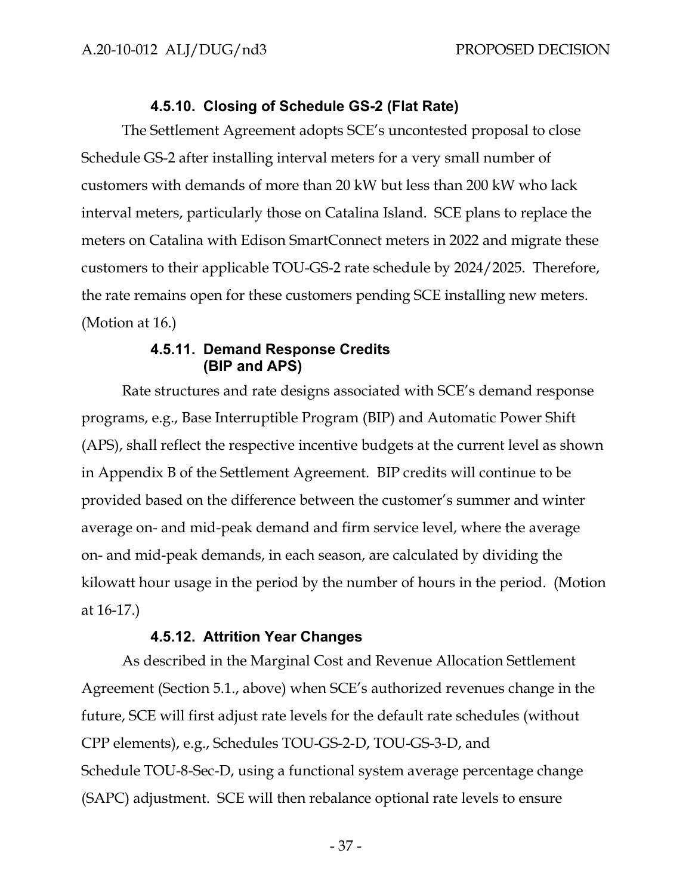#### 4.5.10. Closing of Schedule GS-2 (Flat Rate)

The Settlement Agreement adopts SCE's uncontested proposal to close Schedule GS-2 after installing interval meters for a very small number of customers with demands of more than 20 kW but less than 200 kW who lack interval meters, particularly those on Catalina Island. SCE plans to replace the meters on Catalina with Edison SmartConnect meters in 2022 and migrate these customers to their applicable TOU-GS-2 rate schedule by 2024/2025. Therefore, the rate remains open for these customers pending SCE installing new meters. (Motion at 16.)

#### 4.5.11. Demand Response Credits (BIP and APS)

Rate structures and rate designs associated with SCE's demand response programs, e.g., Base Interruptible Program (BIP) and Automatic Power Shift (APS), shall reflect the respective incentive budgets at the current level as shown in Appendix B of the Settlement Agreement. BIP credits will continue to be provided based on the difference between the customer's summer and winter average on- and mid-peak demand and firm service level, where the average on- and mid-peak demands, in each season, are calculated by dividing the kilowatt hour usage in the period by the number of hours in the period. (Motion at 16-17.)

#### 4.5.12. Attrition Year Changes

As described in the Marginal Cost and Revenue Allocation Settlement Agreement (Section 5.1., above) when SCE's authorized revenues change in the future, SCE will first adjust rate levels for the default rate schedules (without CPP elements), e.g., Schedules TOU-GS-2-D, TOU-GS-3-D, and Schedule TOU-8-Sec-D, using a functional system average percentage change (SAPC) adjustment. SCE will then rebalance optional rate levels to ensure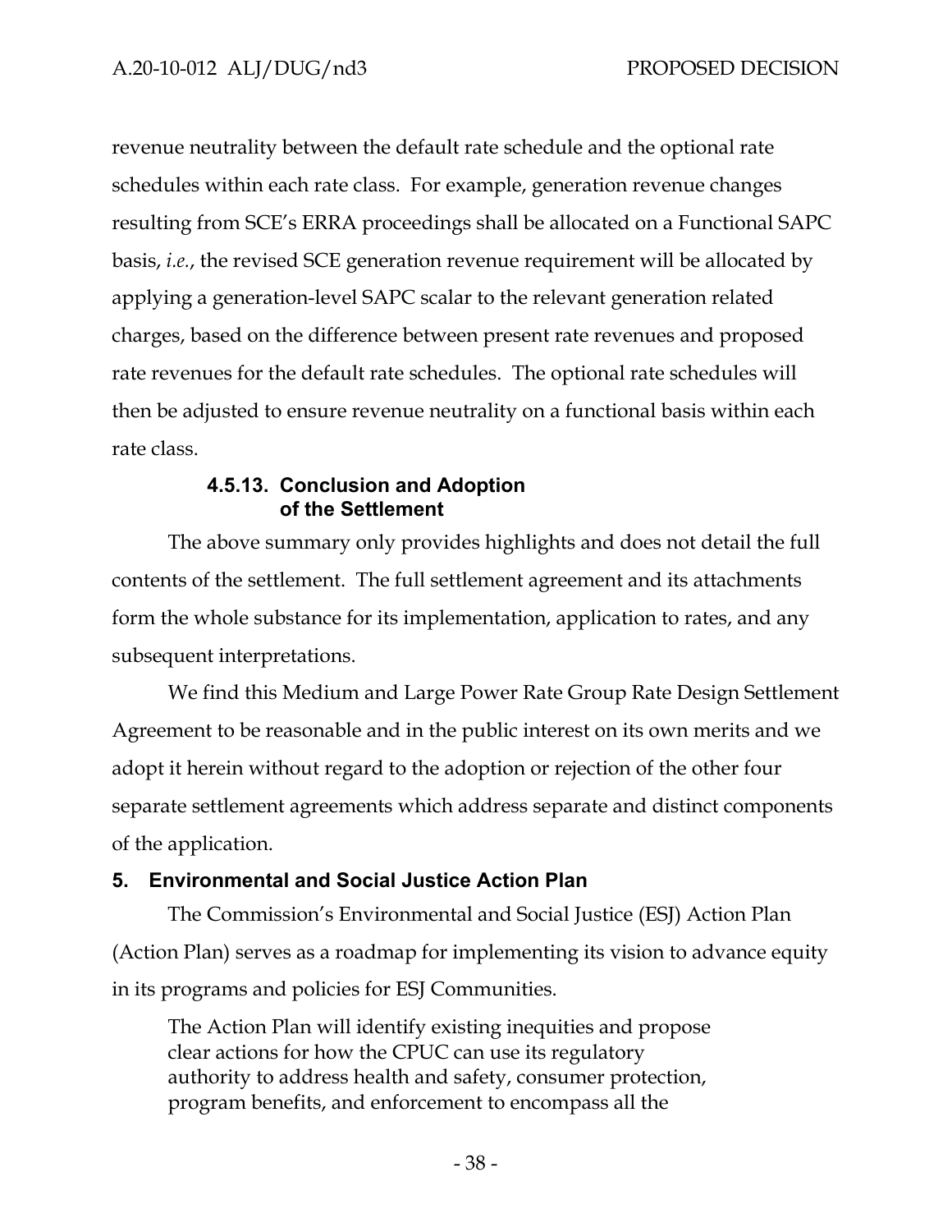revenue neutrality between the default rate schedule and the optional rate schedules within each rate class. For example, generation revenue changes resulting from SCE's ERRA proceedings shall be allocated on a Functional SAPC basis, *i.e.*, the revised SCE generation revenue requirement will be allocated by applying a generation-level SAPC scalar to the relevant generation related charges, based on the difference between present rate revenues and proposed rate revenues for the default rate schedules. The optional rate schedules will then be adjusted to ensure revenue neutrality on a functional basis within each rate class.

#### 4.5.13. Conclusion and Adoption of the Settlement

The above summary only provides highlights and does not detail the full contents of the settlement. The full settlement agreement and its attachments form the whole substance for its implementation, application to rates, and any subsequent interpretations.

We find this Medium and Large Power Rate Group Rate Design Settlement Agreement to be reasonable and in the public interest on its own merits and we adopt it herein without regard to the adoption or rejection of the other four separate settlement agreements which address separate and distinct components of the application.

## 5. Environmental and Social Justice Action Plan

The Commission's Environmental and Social Justice (ESJ) Action Plan (Action Plan) serves as a roadmap for implementing its vision to advance equity in its programs and policies for ESJ Communities.

> The Action Plan will identify existing inequities and propose clear actions for how the CPUC can use its regulatory authority to address health and safety, consumer protection, program benefits, and enforcement to encompass all the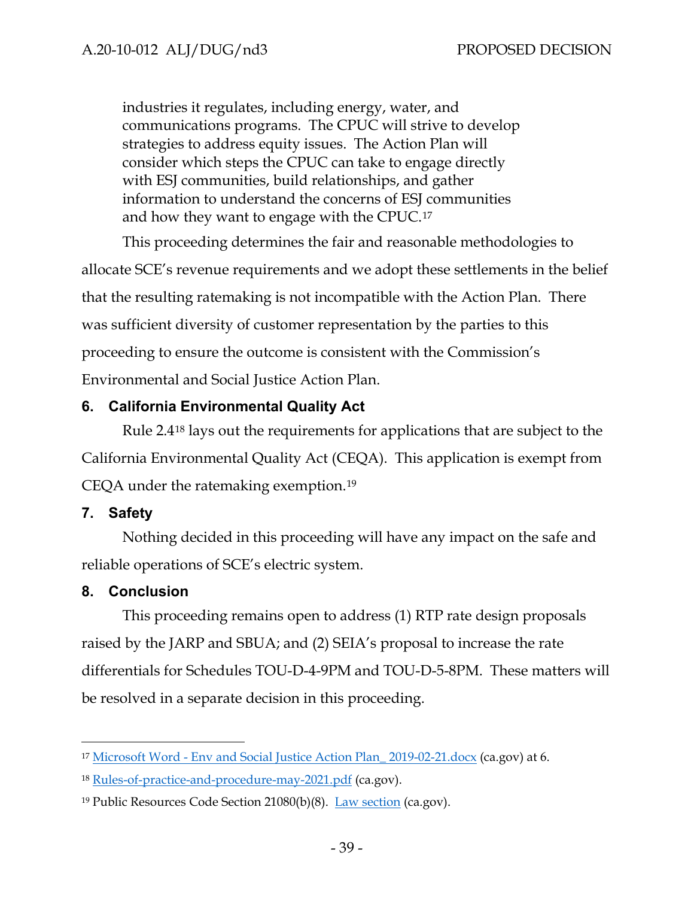> industries it regulates, including energy, water, and communications programs. The CPUC will strive to develop strategies to address equity issues. The Action Plan will consider which steps the CPUC can take to engage directly with ESJ communities, build relationships, and gather information to understand the concerns of ESJ communities and how they want to engage with the CPUC.[17]

This proceeding determines the fair and reasonable methodologies to allocate SCE's revenue requirements and we adopt these settlements in the belief that the resulting ratemaking is not incompatible with the Action Plan. There was sufficient diversity of customer representation by the parties to this proceeding to ensure the outcome is consistent with the Commission's Environmental and Social Justice Action Plan.

## 6. California Environmental Quality Act

Rule 2.4[18] lays out the requirements for applications that are subject to the California Environmental Quality Act (CEQA). This application is exempt from CEQA under the ratemaking exemption.[19]

## 7. Safety

Nothing decided in this proceeding will have any impact on the safe and reliable operations of SCE's electric system.

## 8. Conclusion

This proceeding remains open to address (1) RTP rate design proposals raised by the JARP and SBUA; and (2) SEIA's proposal to increase the rate differentials for Schedules TOU-D-4-9PM and TOU-D-5-8PM. These matters will be resolved in a separate decision in this proceeding.

---

[17] Microsoft Word - Env and Social Justice Action Plan_ 2019-02-21.docx (ca.gov) at 6.

[18] Rules-of-practice-and-procedure-may-2021.pdf (ca.gov).

[19] Public Resources Code Section 21080(b)(8). Law section (ca.gov).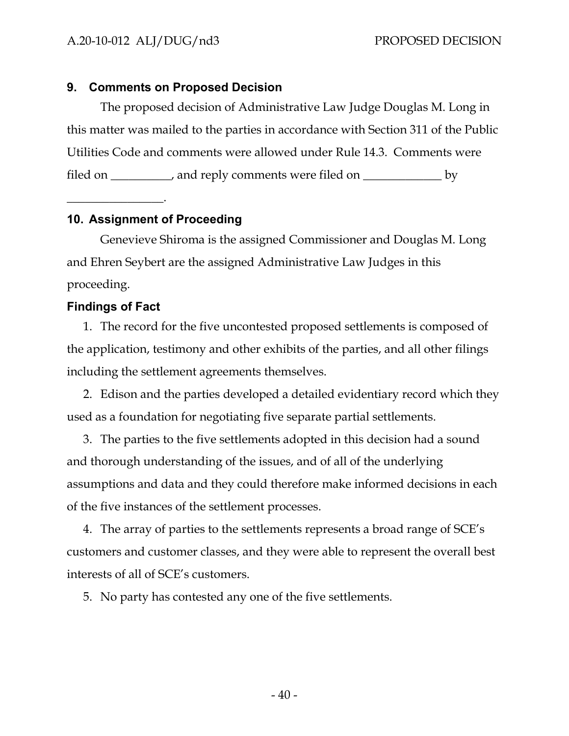## 9. Comments on Proposed Decision

The proposed decision of Administrative Law Judge Douglas M. Long in this matter was mailed to the parties in accordance with Section 311 of the Public Utilities Code and comments were allowed under Rule 14.3. Comments were filed on __________, and reply comments were filed on _____________ by ________________.

## 10. Assignment of Proceeding

Genevieve Shiroma is the assigned Commissioner and Douglas M. Long and Ehren Seybert are the assigned Administrative Law Judges in this proceeding.

## Findings of Fact

1. The record for the five uncontested proposed settlements is composed of the application, testimony and other exhibits of the parties, and all other filings including the settlement agreements themselves.
2. Edison and the parties developed a detailed evidentiary record which they used as a foundation for negotiating five separate partial settlements.
3. The parties to the five settlements adopted in this decision had a sound and thorough understanding of the issues, and of all of the underlying assumptions and data and they could therefore make informed decisions in each of the five instances of the settlement processes.
4. The array of parties to the settlements represents a broad range of SCE's customers and customer classes, and they were able to represent the overall best interests of all of SCE's customers.
5. No party has contested any one of the five settlements.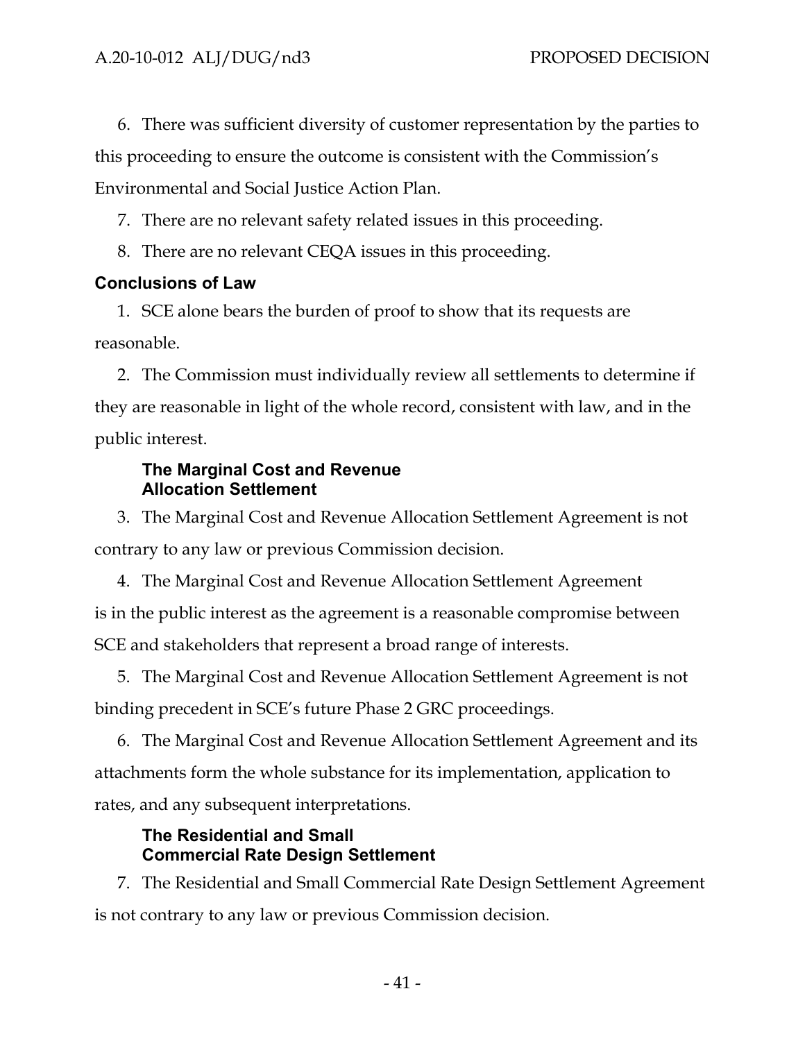6. There was sufficient diversity of customer representation by the parties to this proceeding to ensure the outcome is consistent with the Commission's Environmental and Social Justice Action Plan.

7. There are no relevant safety related issues in this proceeding.

8. There are no relevant CEQA issues in this proceeding.

## Conclusions of Law

1. SCE alone bears the burden of proof to show that its requests are reasonable.

2. The Commission must individually review all settlements to determine if they are reasonable in light of the whole record, consistent with law, and in the public interest.

### The Marginal Cost and Revenue Allocation Settlement

3. The Marginal Cost and Revenue Allocation Settlement Agreement is not contrary to any law or previous Commission decision.

4. The Marginal Cost and Revenue Allocation Settlement Agreement is in the public interest as the agreement is a reasonable compromise between SCE and stakeholders that represent a broad range of interests.

5. The Marginal Cost and Revenue Allocation Settlement Agreement is not binding precedent in SCE's future Phase 2 GRC proceedings.

6. The Marginal Cost and Revenue Allocation Settlement Agreement and its attachments form the whole substance for its implementation, application to rates, and any subsequent interpretations.

### The Residential and Small Commercial Rate Design Settlement

7. The Residential and Small Commercial Rate Design Settlement Agreement is not contrary to any law or previous Commission decision.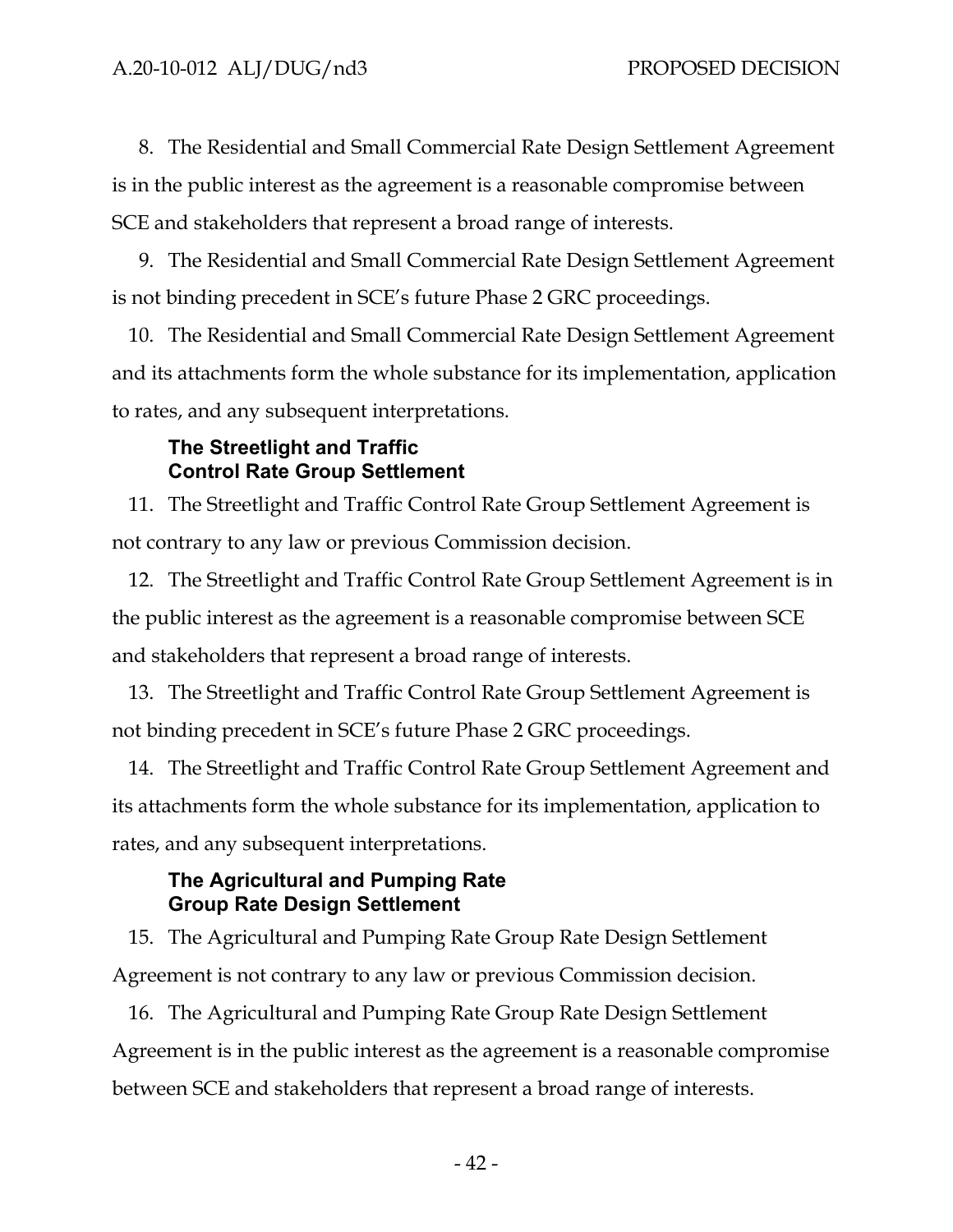8. The Residential and Small Commercial Rate Design Settlement Agreement is in the public interest as the agreement is a reasonable compromise between SCE and stakeholders that represent a broad range of interests.

9. The Residential and Small Commercial Rate Design Settlement Agreement is not binding precedent in SCE's future Phase 2 GRC proceedings.

10. The Residential and Small Commercial Rate Design Settlement Agreement and its attachments form the whole substance for its implementation, application to rates, and any subsequent interpretations.

### The Streetlight and Traffic Control Rate Group Settlement

11. The Streetlight and Traffic Control Rate Group Settlement Agreement is not contrary to any law or previous Commission decision.

12. The Streetlight and Traffic Control Rate Group Settlement Agreement is in the public interest as the agreement is a reasonable compromise between SCE and stakeholders that represent a broad range of interests.

13. The Streetlight and Traffic Control Rate Group Settlement Agreement is not binding precedent in SCE's future Phase 2 GRC proceedings.

14. The Streetlight and Traffic Control Rate Group Settlement Agreement and its attachments form the whole substance for its implementation, application to rates, and any subsequent interpretations.

### The Agricultural and Pumping Rate Group Rate Design Settlement

15. The Agricultural and Pumping Rate Group Rate Design Settlement Agreement is not contrary to any law or previous Commission decision.

16. The Agricultural and Pumping Rate Group Rate Design Settlement Agreement is in the public interest as the agreement is a reasonable compromise between SCE and stakeholders that represent a broad range of interests.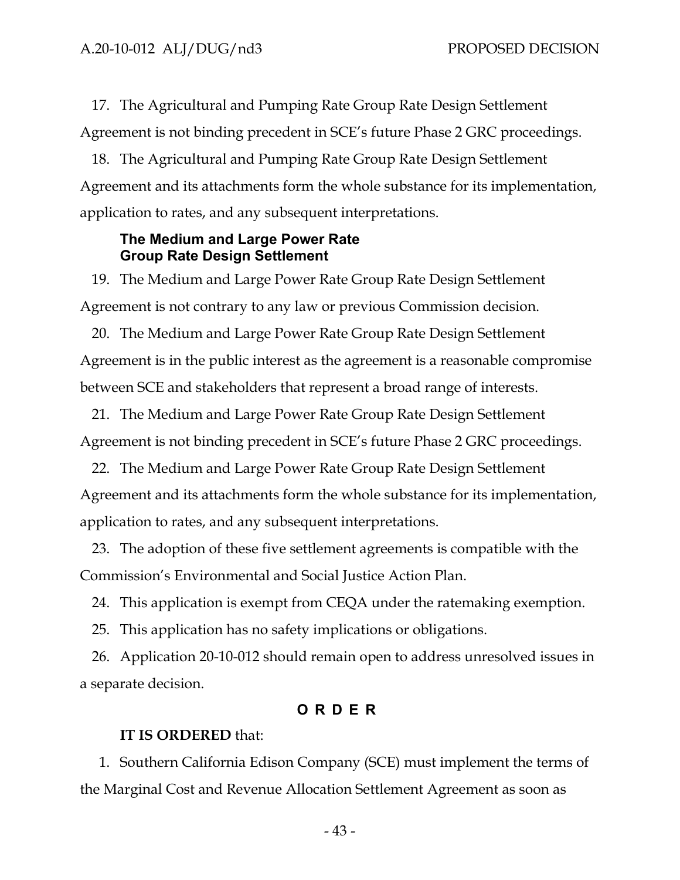17. The Agricultural and Pumping Rate Group Rate Design Settlement Agreement is not binding precedent in SCE's future Phase 2 GRC proceedings.

18. The Agricultural and Pumping Rate Group Rate Design Settlement Agreement and its attachments form the whole substance for its implementation, application to rates, and any subsequent interpretations.

### The Medium and Large Power Rate Group Rate Design Settlement

19. The Medium and Large Power Rate Group Rate Design Settlement Agreement is not contrary to any law or previous Commission decision.

20. The Medium and Large Power Rate Group Rate Design Settlement Agreement is in the public interest as the agreement is a reasonable compromise between SCE and stakeholders that represent a broad range of interests.

21. The Medium and Large Power Rate Group Rate Design Settlement Agreement is not binding precedent in SCE's future Phase 2 GRC proceedings.

22. The Medium and Large Power Rate Group Rate Design Settlement Agreement and its attachments form the whole substance for its implementation, application to rates, and any subsequent interpretations.

23. The adoption of these five settlement agreements is compatible with the Commission's Environmental and Social Justice Action Plan.

24. This application is exempt from CEQA under the ratemaking exemption.

25. This application has no safety implications or obligations.

26. Application 20-10-012 should remain open to address unresolved issues in a separate decision.

## O R D E R

**IT IS ORDERED** that:

1. Southern California Edison Company (SCE) must implement the terms of the Marginal Cost and Revenue Allocation Settlement Agreement as soon as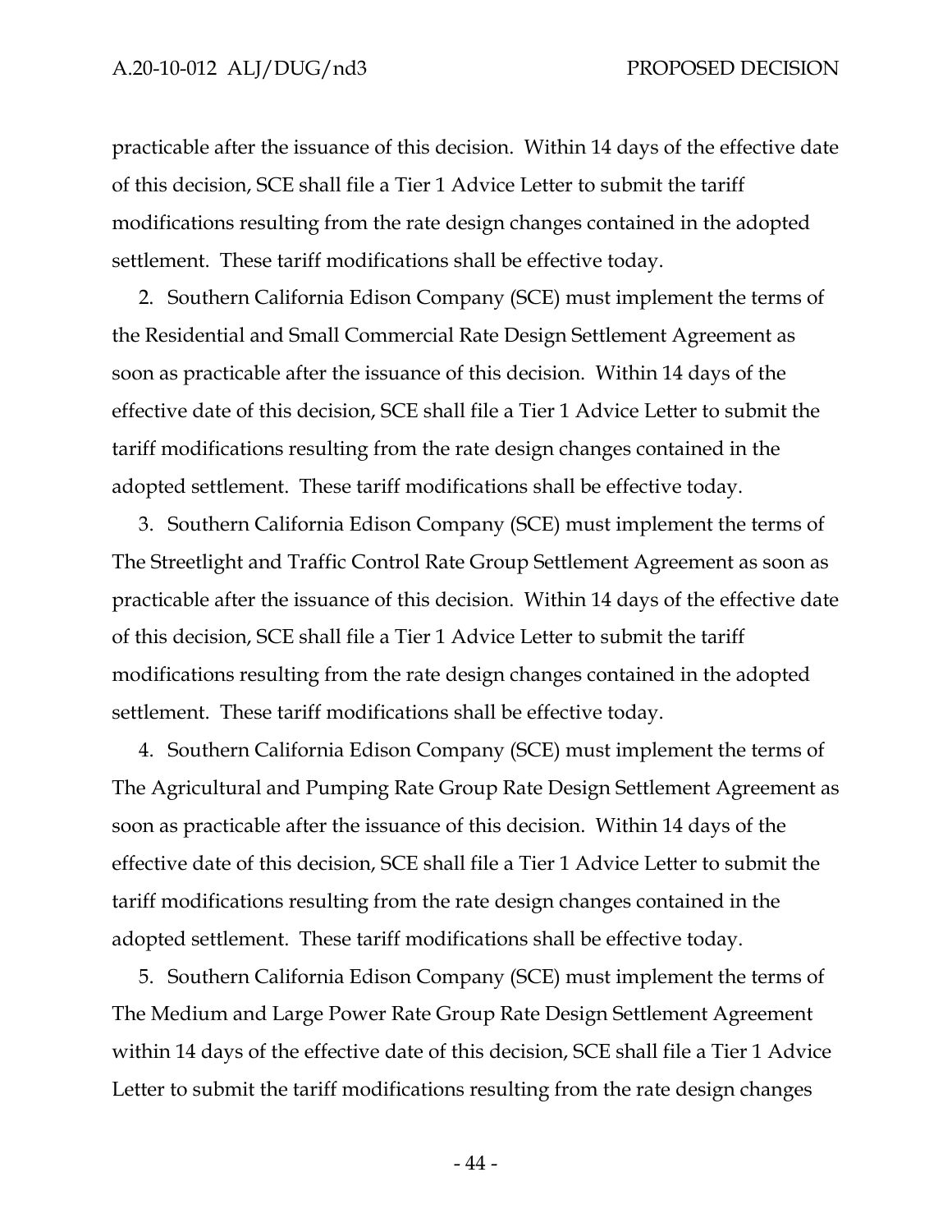practicable after the issuance of this decision. Within 14 days of the effective date of this decision, SCE shall file a Tier 1 Advice Letter to submit the tariff modifications resulting from the rate design changes contained in the adopted settlement. These tariff modifications shall be effective today.

2. Southern California Edison Company (SCE) must implement the terms of the Residential and Small Commercial Rate Design Settlement Agreement as soon as practicable after the issuance of this decision. Within 14 days of the effective date of this decision, SCE shall file a Tier 1 Advice Letter to submit the tariff modifications resulting from the rate design changes contained in the adopted settlement. These tariff modifications shall be effective today.

3. Southern California Edison Company (SCE) must implement the terms of The Streetlight and Traffic Control Rate Group Settlement Agreement as soon as practicable after the issuance of this decision. Within 14 days of the effective date of this decision, SCE shall file a Tier 1 Advice Letter to submit the tariff modifications resulting from the rate design changes contained in the adopted settlement. These tariff modifications shall be effective today.

4. Southern California Edison Company (SCE) must implement the terms of The Agricultural and Pumping Rate Group Rate Design Settlement Agreement as soon as practicable after the issuance of this decision. Within 14 days of the effective date of this decision, SCE shall file a Tier 1 Advice Letter to submit the tariff modifications resulting from the rate design changes contained in the adopted settlement. These tariff modifications shall be effective today.

5. Southern California Edison Company (SCE) must implement the terms of The Medium and Large Power Rate Group Rate Design Settlement Agreement within 14 days of the effective date of this decision, SCE shall file a Tier 1 Advice Letter to submit the tariff modifications resulting from the rate design changes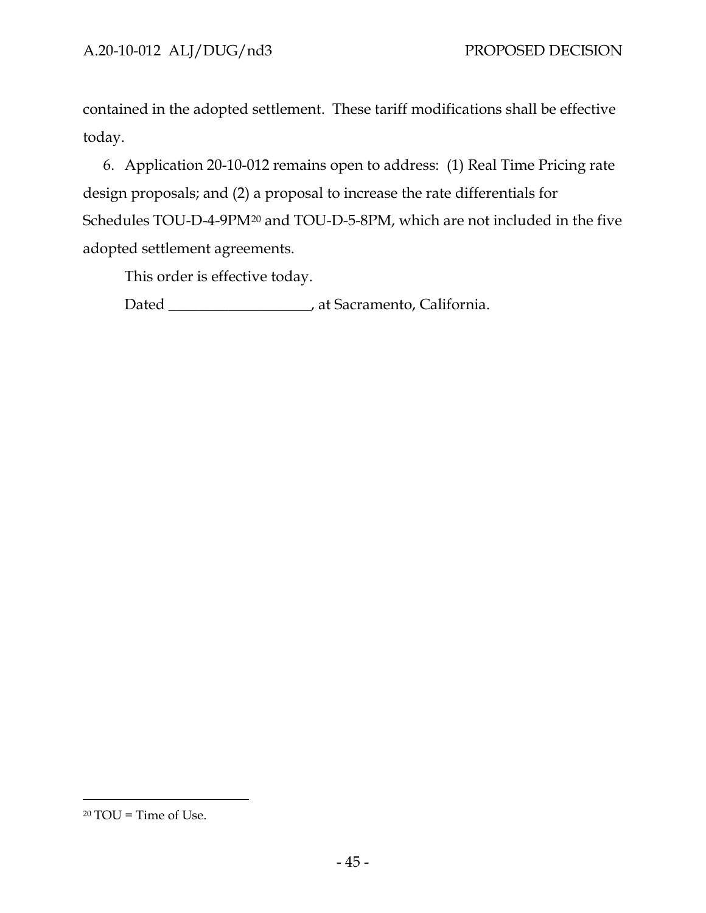contained in the adopted settlement. These tariff modifications shall be effective today.

6. Application 20-10-012 remains open to address: (1) Real Time Pricing rate design proposals; and (2) a proposal to increase the rate differentials for Schedules TOU-D-4-9PM[20] and TOU-D-5-8PM, which are not included in the five adopted settlement agreements.

This order is effective today.

Dated ____________________, at Sacramento, California.

---

[20] TOU = Time of Use.